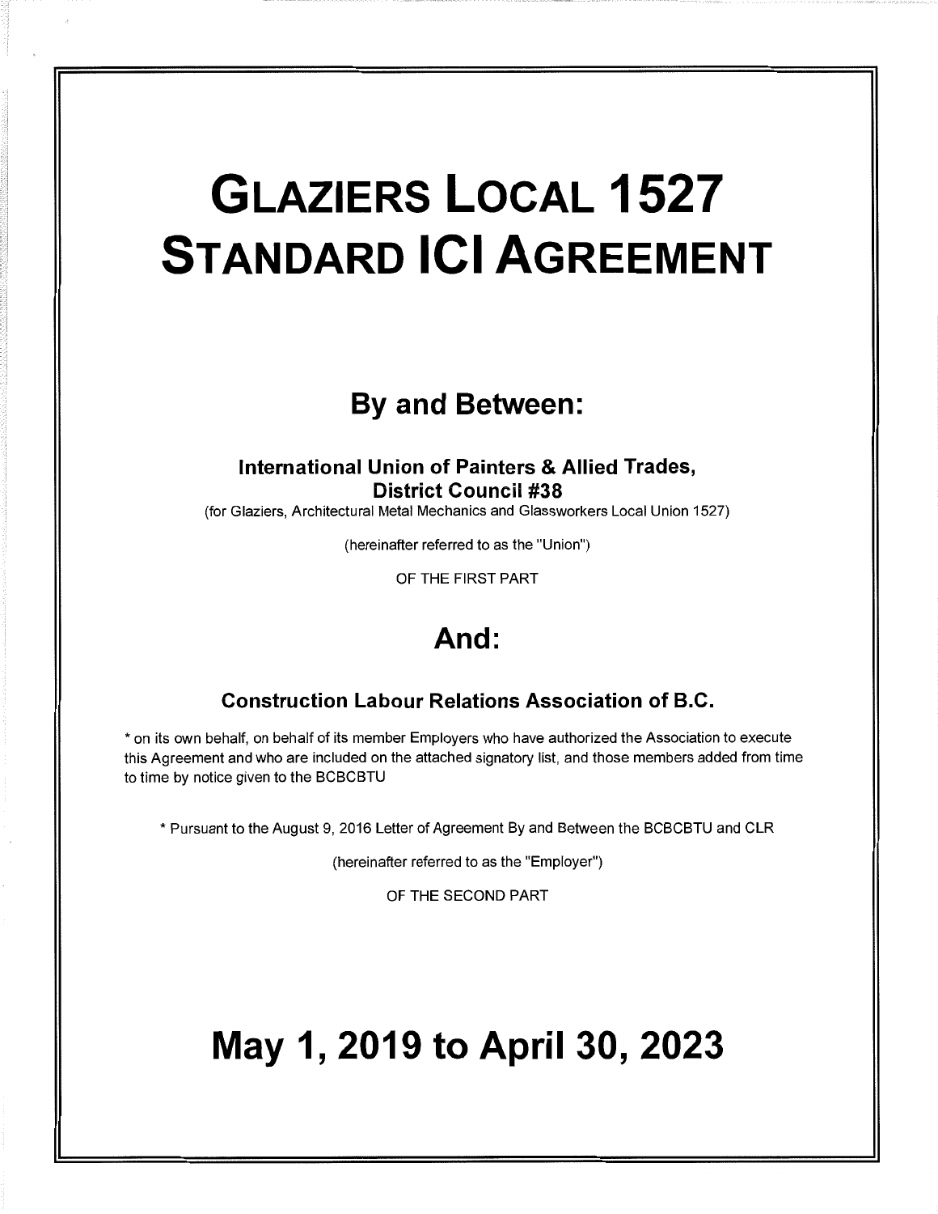# GLAZIERS LOCAL 1527 STANDARD ICI AGREEMENT

## By and Between:

**International Union of Painters & Allied Trades, District Council #38**

(for Glaziers, Architectural Metal Mechanics and Glassworkers Local Union 1527)

(hereinafter referred to as the "Union")

OF THE FIRST PART

## And:

**Construction Labour Relations Association of B.C.**

* on its own behalf, on behalf of its member Employers who have authorized the Association to execute this Agreement and who are included on the attached signatory list, and those members added from time to time by notice given to the BCBCBTU

* Pursuant to the August 9, 2016 Letter of Agreement By and Between the BCBCBTU and CLR

(hereinafter referred to as the "Employer")

OF THE SECOND PART

# May 1, 2019 to April 30, 2023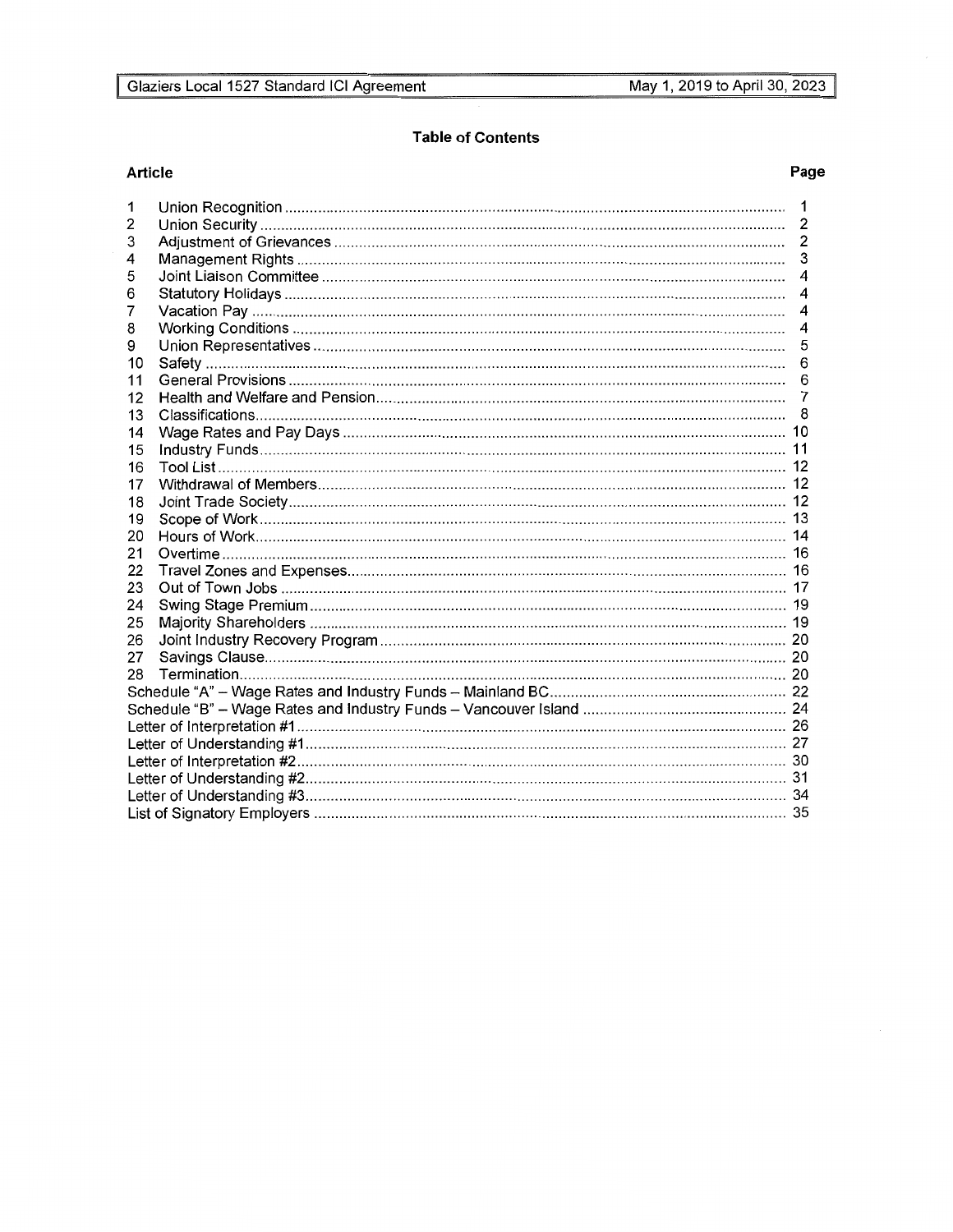# Table of Contents

| Article | | Page |
|---|---|---|
| 1 | Union Recognition | 1 |
| 2 | Union Security | 2 |
| 3 | Adjustment of Grievances | 2 |
| 4 | Management Rights | 3 |
| 5 | Joint Liaison Committee | 4 |
| 6 | Statutory Holidays | 4 |
| 7 | Vacation Pay | 4 |
| 8 | Working Conditions | 4 |
| 9 | Union Representatives | 5 |
| 10 | Safety | 6 |
| 11 | General Provisions | 6 |
| 12 | Health and Welfare and Pension | 7 |
| 13 | Classifications | 8 |
| 14 | Wage Rates and Pay Days | 10 |
| 15 | Industry Funds | 11 |
| 16 | Tool List | 12 |
| 17 | Withdrawal of Members | 12 |
| 18 | Joint Trade Society | 12 |
| 19 | Scope of Work | 13 |
| 20 | Hours of Work | 14 |
| 21 | Overtime | 16 |
| 22 | Travel Zones and Expenses | 16 |
| 23 | Out of Town Jobs | 17 |
| 24 | Swing Stage Premium | 19 |
| 25 | Majority Shareholders | 19 |
| 26 | Joint Industry Recovery Program | 20 |
| 27 | Savings Clause | 20 |
| 28 | Termination | 20 |
| | Schedule "A" – Wage Rates and Industry Funds – Mainland BC | 22 |
| | Schedule "B" – Wage Rates and Industry Funds – Vancouver Island | 24 |
| | Letter of Interpretation #1 | 26 |
| | Letter of Understanding #1 | 27 |
| | Letter of Interpretation #2 | 30 |
| | Letter of Understanding #2 | 31 |
| | Letter of Understanding #3 | 34 |
| | List of Signatory Employers | 35 |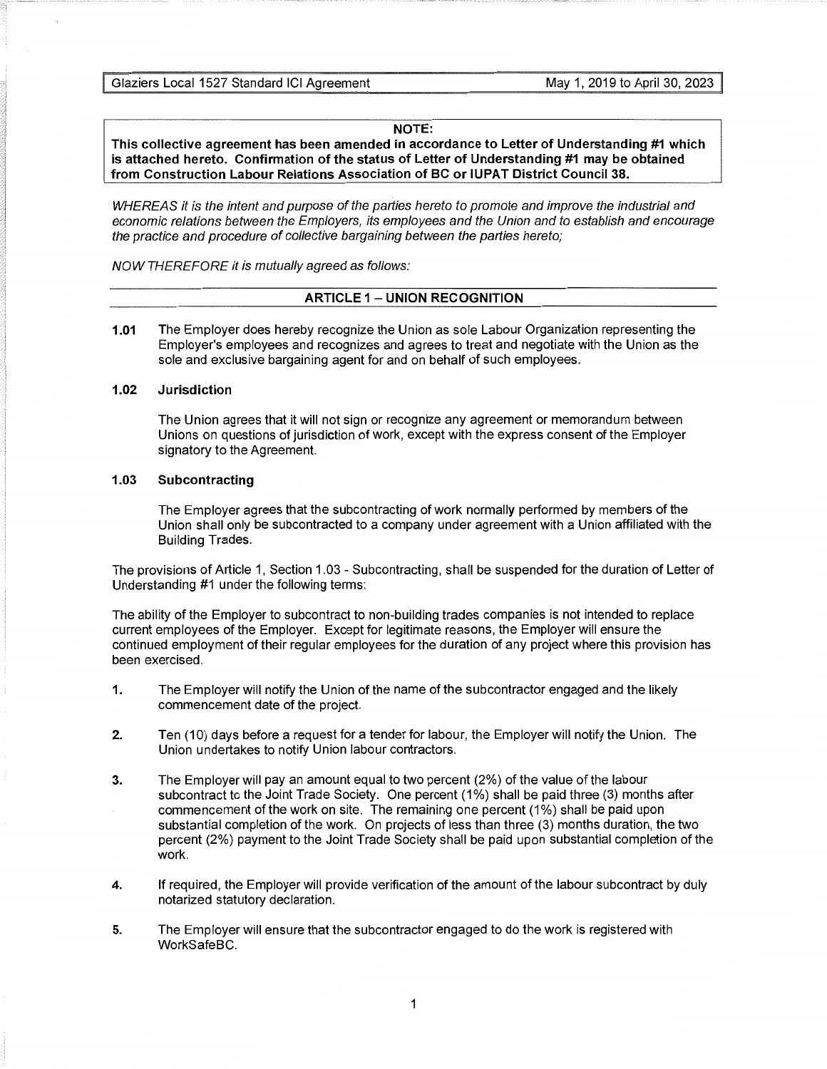**NOTE:**
**This collective agreement has been amended in accordance to Letter of Understanding #1 which is attached hereto. Confirmation of the status of Letter of Understanding #1 may be obtained from Construction Labour Relations Association of BC or IUPAT District Council 38.**

*WHEREAS it is the intent and purpose of the parties hereto to promote and improve the industrial and economic relations between the Employers, its employees and the Union and to establish and encourage the practice and procedure of collective bargaining between the parties hereto;*

*NOW THEREFORE it is mutually agreed as follows:*

## ARTICLE 1 – UNION RECOGNITION

**1.01** The Employer does hereby recognize the Union as sole Labour Organization representing the Employer's employees and recognizes and agrees to treat and negotiate with the Union as the sole and exclusive bargaining agent for and on behalf of such employees.

### 1.02 Jurisdiction

The Union agrees that it will not sign or recognize any agreement or memorandum between Unions on questions of jurisdiction of work, except with the express consent of the Employer signatory to the Agreement.

### 1.03 Subcontracting

The Employer agrees that the subcontracting of work normally performed by members of the Union shall only be subcontracted to a company under agreement with a Union affiliated with the Building Trades.

The provisions of Article 1, Section 1.03 - Subcontracting, shall be suspended for the duration of Letter of Understanding #1 under the following terms:

The ability of the Employer to subcontract to non-building trades companies is not intended to replace current employees of the Employer. Except for legitimate reasons, the Employer will ensure the continued employment of their regular employees for the duration of any project where this provision has been exercised.

1. The Employer will notify the Union of the name of the subcontractor engaged and the likely commencement date of the project.
2. Ten (10) days before a request for a tender for labour, the Employer will notify the Union. The Union undertakes to notify Union labour contractors.
3. The Employer will pay an amount equal to two percent (2%) of the value of the labour subcontract to the Joint Trade Society. One percent (1%) shall be paid three (3) months after commencement of the work on site. The remaining one percent (1%) shall be paid upon substantial completion of the work. On projects of less than three (3) months duration, the two percent (2%) payment to the Joint Trade Society shall be paid upon substantial completion of the work.
4. If required, the Employer will provide verification of the amount of the labour subcontract by duly notarized statutory declaration.
5. The Employer will ensure that the subcontractor engaged to do the work is registered with WorkSafeBC.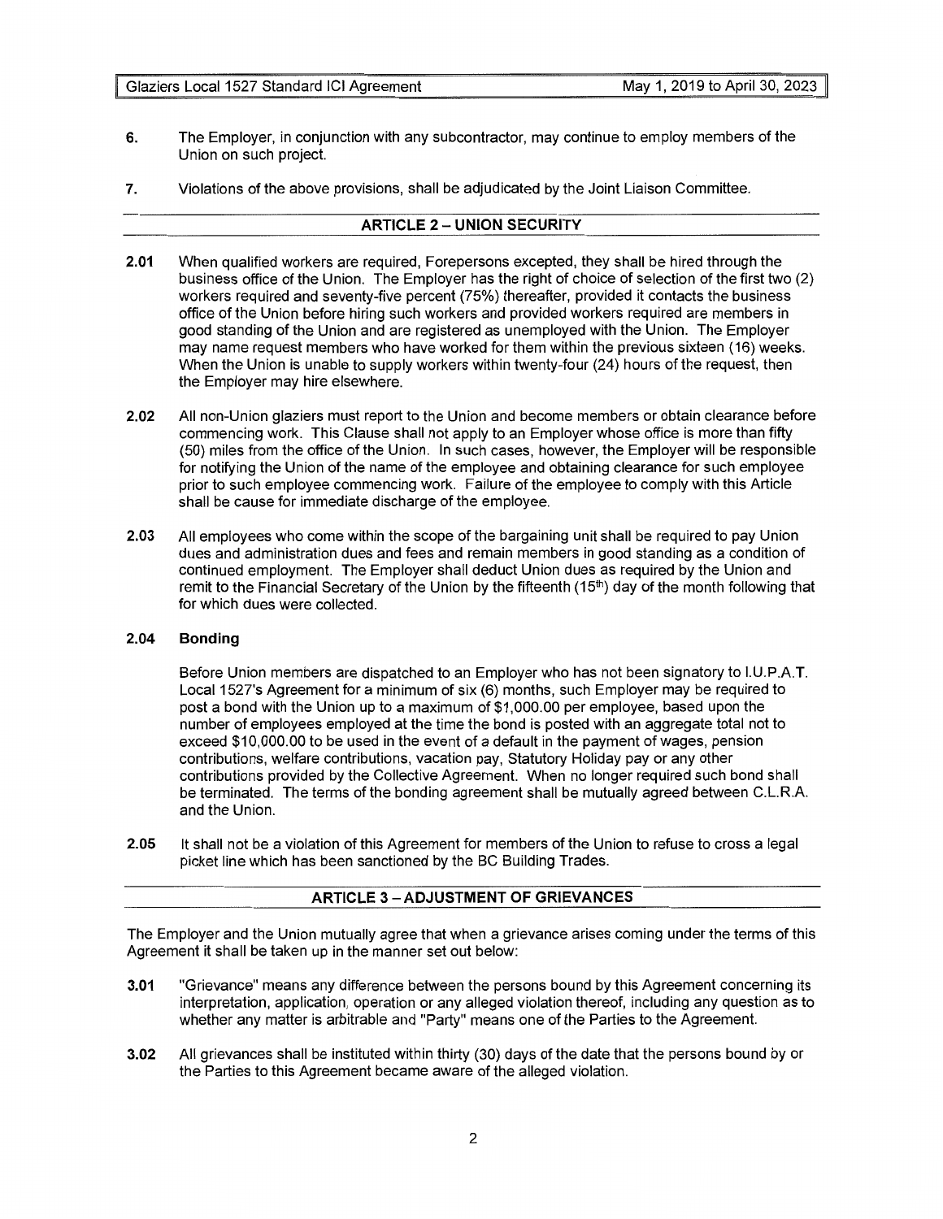6. The Employer, in conjunction with any subcontractor, may continue to employ members of the Union on such project.

7. Violations of the above provisions, shall be adjudicated by the Joint Liaison Committee.

## ARTICLE 2 – UNION SECURITY

**2.01** When qualified workers are required, Forepersons excepted, they shall be hired through the business office of the Union. The Employer has the right of choice of selection of the first two (2) workers required and seventy-five percent (75%) thereafter, provided it contacts the business office of the Union before hiring such workers and provided workers required are members in good standing of the Union and are registered as unemployed with the Union. The Employer may name request members who have worked for them within the previous sixteen (16) weeks. When the Union is unable to supply workers within twenty-four (24) hours of the request, then the Employer may hire elsewhere.

**2.02** All non-Union glaziers must report to the Union and become members or obtain clearance before commencing work. This Clause shall not apply to an Employer whose office is more than fifty (50) miles from the office of the Union. In such cases, however, the Employer will be responsible for notifying the Union of the name of the employee and obtaining clearance for such employee prior to such employee commencing work. Failure of the employee to comply with this Article shall be cause for immediate discharge of the employee.

**2.03** All employees who come within the scope of the bargaining unit shall be required to pay Union dues and administration dues and fees and remain members in good standing as a condition of continued employment. The Employer shall deduct Union dues as required by the Union and remit to the Financial Secretary of the Union by the fifteenth (15th) day of the month following that for which dues were collected.

**2.04 Bonding**

Before Union members are dispatched to an Employer who has not been signatory to I.U.P.A.T. Local 1527's Agreement for a minimum of six (6) months, such Employer may be required to post a bond with the Union up to a maximum of $1,000.00 per employee, based upon the number of employees employed at the time the bond is posted with an aggregate total not to exceed $10,000.00 to be used in the event of a default in the payment of wages, pension contributions, welfare contributions, vacation pay, Statutory Holiday pay or any other contributions provided by the Collective Agreement. When no longer required such bond shall be terminated. The terms of the bonding agreement shall be mutually agreed between C.L.R.A. and the Union.

**2.05** It shall not be a violation of this Agreement for members of the Union to refuse to cross a legal picket line which has been sanctioned by the BC Building Trades.

## ARTICLE 3 – ADJUSTMENT OF GRIEVANCES

The Employer and the Union mutually agree that when a grievance arises coming under the terms of this Agreement it shall be taken up in the manner set out below:

**3.01** "Grievance" means any difference between the persons bound by this Agreement concerning its interpretation, application, operation or any alleged violation thereof, including any question as to whether any matter is arbitrable and "Party" means one of the Parties to the Agreement.

**3.02** All grievances shall be instituted within thirty (30) days of the date that the persons bound by or the Parties to this Agreement became aware of the alleged violation.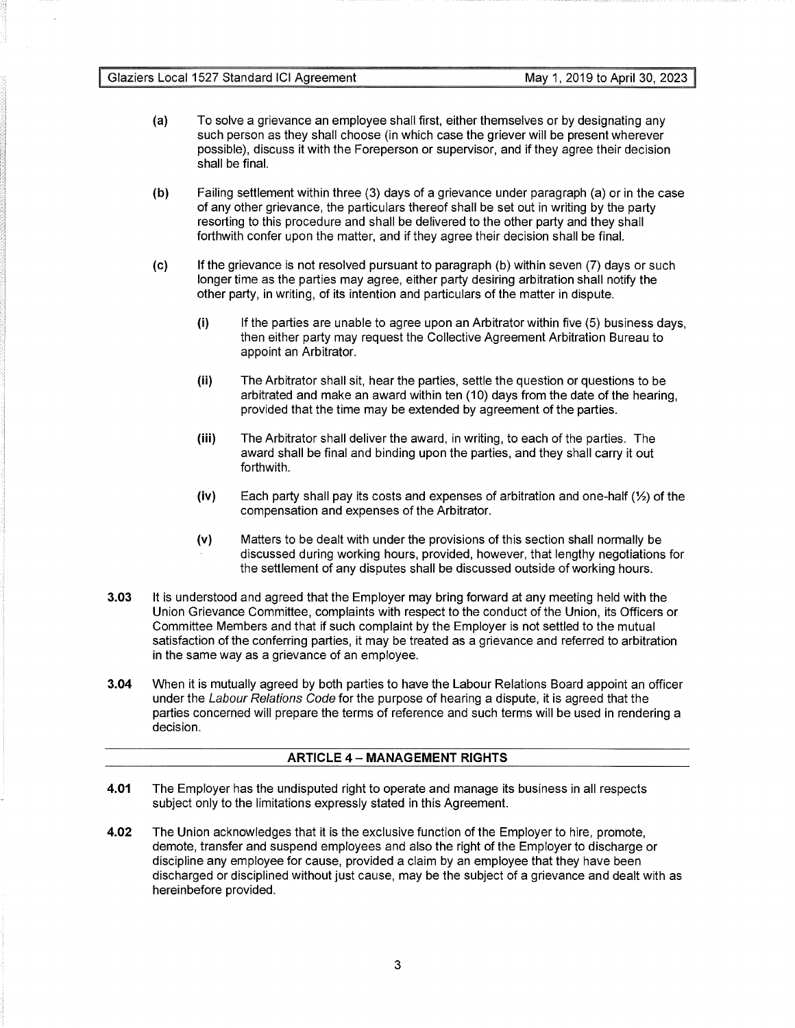(a) To solve a grievance an employee shall first, either themselves or by designating any such person as they shall choose (in which case the griever will be present wherever possible), discuss it with the Foreperson or supervisor, and if they agree their decision shall be final.

(b) Failing settlement within three (3) days of a grievance under paragraph (a) or in the case of any other grievance, the particulars thereof shall be set out in writing by the party resorting to this procedure and shall be delivered to the other party and they shall forthwith confer upon the matter, and if they agree their decision shall be final.

(c) If the grievance is not resolved pursuant to paragraph (b) within seven (7) days or such longer time as the parties may agree, either party desiring arbitration shall notify the other party, in writing, of its intention and particulars of the matter in dispute.

(i) If the parties are unable to agree upon an Arbitrator within five (5) business days, then either party may request the Collective Agreement Arbitration Bureau to appoint an Arbitrator.

(ii) The Arbitrator shall sit, hear the parties, settle the question or questions to be arbitrated and make an award within ten (10) days from the date of the hearing, provided that the time may be extended by agreement of the parties.

(iii) The Arbitrator shall deliver the award, in writing, to each of the parties. The award shall be final and binding upon the parties, and they shall carry it out forthwith.

(iv) Each party shall pay its costs and expenses of arbitration and one-half (½) of the compensation and expenses of the Arbitrator.

(v) Matters to be dealt with under the provisions of this section shall normally be discussed during working hours, provided, however, that lengthy negotiations for the settlement of any disputes shall be discussed outside of working hours.

**3.03** It is understood and agreed that the Employer may bring forward at any meeting held with the Union Grievance Committee, complaints with respect to the conduct of the Union, its Officers or Committee Members and that if such complaint by the Employer is not settled to the mutual satisfaction of the conferring parties, it may be treated as a grievance and referred to arbitration in the same way as a grievance of an employee.

**3.04** When it is mutually agreed by both parties to have the Labour Relations Board appoint an officer under the *Labour Relations Code* for the purpose of hearing a dispute, it is agreed that the parties concerned will prepare the terms of reference and such terms will be used in rendering a decision.

## ARTICLE 4 – MANAGEMENT RIGHTS

**4.01** The Employer has the undisputed right to operate and manage its business in all respects subject only to the limitations expressly stated in this Agreement.

**4.02** The Union acknowledges that it is the exclusive function of the Employer to hire, promote, demote, transfer and suspend employees and also the right of the Employer to discharge or discipline any employee for cause, provided a claim by an employee that they have been discharged or disciplined without just cause, may be the subject of a grievance and dealt with as hereinbefore provided.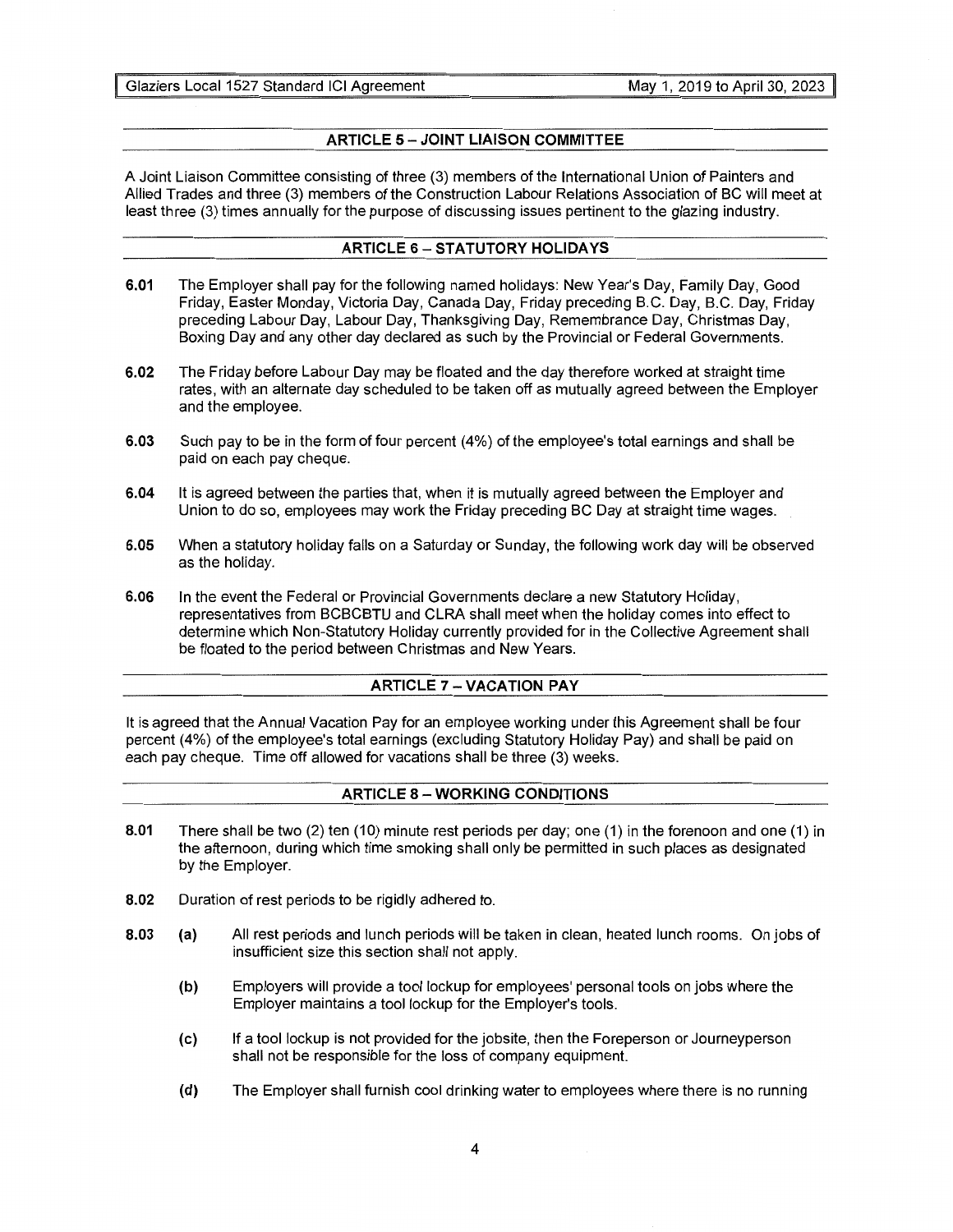## ARTICLE 5 – JOINT LIAISON COMMITTEE

A Joint Liaison Committee consisting of three (3) members of the International Union of Painters and Allied Trades and three (3) members of the Construction Labour Relations Association of BC will meet at least three (3) times annually for the purpose of discussing issues pertinent to the glazing industry.

## ARTICLE 6 – STATUTORY HOLIDAYS

**6.01** The Employer shall pay for the following named holidays: New Year's Day, Family Day, Good Friday, Easter Monday, Victoria Day, Canada Day, Friday preceding B.C. Day, B.C. Day, Friday preceding Labour Day, Labour Day, Thanksgiving Day, Remembrance Day, Christmas Day, Boxing Day and any other day declared as such by the Provincial or Federal Governments.

**6.02** The Friday before Labour Day may be floated and the day therefore worked at straight time rates, with an alternate day scheduled to be taken off as mutually agreed between the Employer and the employee.

**6.03** Such pay to be in the form of four percent (4%) of the employee's total earnings and shall be paid on each pay cheque.

**6.04** It is agreed between the parties that, when it is mutually agreed between the Employer and Union to do so, employees may work the Friday preceding BC Day at straight time wages.

**6.05** When a statutory holiday falls on a Saturday or Sunday, the following work day will be observed as the holiday.

**6.06** In the event the Federal or Provincial Governments declare a new Statutory Holiday, representatives from BCBCBTU and CLRA shall meet when the holiday comes into effect to determine which Non-Statutory Holiday currently provided for in the Collective Agreement shall be floated to the period between Christmas and New Years.

## ARTICLE 7 – VACATION PAY

It is agreed that the Annual Vacation Pay for an employee working under this Agreement shall be four percent (4%) of the employee's total earnings (excluding Statutory Holiday Pay) and shall be paid on each pay cheque. Time off allowed for vacations shall be three (3) weeks.

## ARTICLE 8 – WORKING CONDITIONS

**8.01** There shall be two (2) ten (10) minute rest periods per day; one (1) in the forenoon and one (1) in the afternoon, during which time smoking shall only be permitted in such places as designated by the Employer.

**8.02** Duration of rest periods to be rigidly adhered to.

**8.03** **(a)** All rest periods and lunch periods will be taken in clean, heated lunch rooms. On jobs of insufficient size this section shall not apply.

**(b)** Employers will provide a tool lockup for employees' personal tools on jobs where the Employer maintains a tool lockup for the Employer's tools.

**(c)** If a tool lockup is not provided for the jobsite, then the Foreperson or Journeyperson shall not be responsible for the loss of company equipment.

**(d)** The Employer shall furnish cool drinking water to employees where there is no running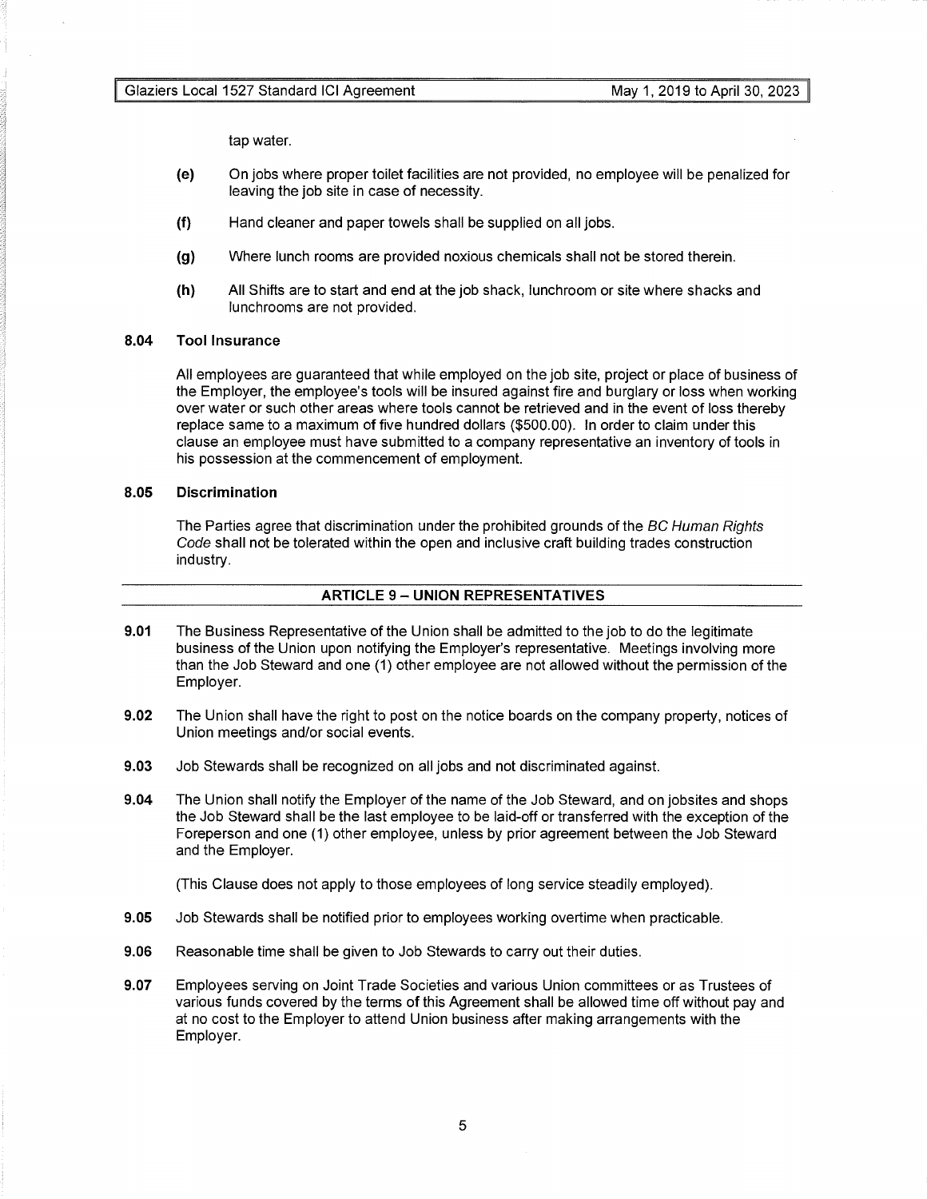tap water.

**(e)** On jobs where proper toilet facilities are not provided, no employee will be penalized for leaving the job site in case of necessity.

**(f)** Hand cleaner and paper towels shall be supplied on all jobs.

**(g)** Where lunch rooms are provided noxious chemicals shall not be stored therein.

**(h)** All Shifts are to start and end at the job shack, lunchroom or site where shacks and lunchrooms are not provided.

**8.04 Tool Insurance**

All employees are guaranteed that while employed on the job site, project or place of business of the Employer, the employee's tools will be insured against fire and burglary or loss when working over water or such other areas where tools cannot be retrieved and in the event of loss thereby replace same to a maximum of five hundred dollars ($500.00). In order to claim under this clause an employee must have submitted to a company representative an inventory of tools in his possession at the commencement of employment.

**8.05 Discrimination**

The Parties agree that discrimination under the prohibited grounds of the *BC Human Rights Code* shall not be tolerated within the open and inclusive craft building trades construction industry.

## ARTICLE 9 – UNION REPRESENTATIVES

**9.01** The Business Representative of the Union shall be admitted to the job to do the legitimate business of the Union upon notifying the Employer's representative. Meetings involving more than the Job Steward and one (1) other employee are not allowed without the permission of the Employer.

**9.02** The Union shall have the right to post on the notice boards on the company property, notices of Union meetings and/or social events.

**9.03** Job Stewards shall be recognized on all jobs and not discriminated against.

**9.04** The Union shall notify the Employer of the name of the Job Steward, and on jobsites and shops the Job Steward shall be the last employee to be laid-off or transferred with the exception of the Foreperson and one (1) other employee, unless by prior agreement between the Job Steward and the Employer.

(This Clause does not apply to those employees of long service steadily employed).

**9.05** Job Stewards shall be notified prior to employees working overtime when practicable.

**9.06** Reasonable time shall be given to Job Stewards to carry out their duties.

**9.07** Employees serving on Joint Trade Societies and various Union committees or as Trustees of various funds covered by the terms of this Agreement shall be allowed time off without pay and at no cost to the Employer to attend Union business after making arrangements with the Employer.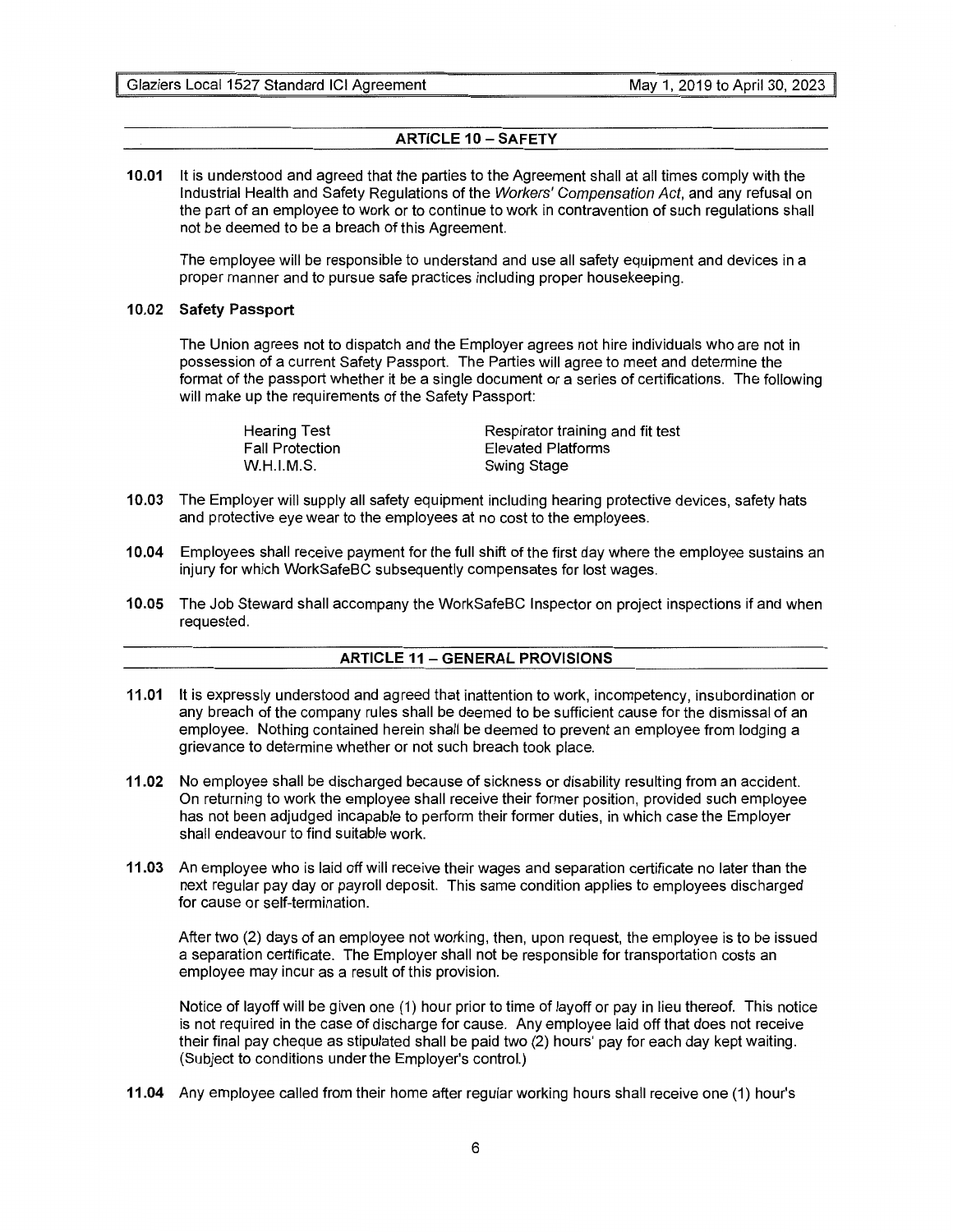## ARTICLE 10 – SAFETY

**10.01** It is understood and agreed that the parties to the Agreement shall at all times comply with the Industrial Health and Safety Regulations of the *Workers' Compensation Act*, and any refusal on the part of an employee to work or to continue to work in contravention of such regulations shall not be deemed to be a breach of this Agreement.

The employee will be responsible to understand and use all safety equipment and devices in a proper manner and to pursue safe practices including proper housekeeping.

**10.02 Safety Passport**

The Union agrees not to dispatch and the Employer agrees not hire individuals who are not in possession of a current Safety Passport. The Parties will agree to meet and determine the format of the passport whether it be a single document or a series of certifications. The following will make up the requirements of the Safety Passport:

| | |
|---|---|
| Hearing Test | Respirator training and fit test |
| Fall Protection | Elevated Platforms |
| W.H.I.M.S. | Swing Stage |

**10.03** The Employer will supply all safety equipment including hearing protective devices, safety hats and protective eye wear to the employees at no cost to the employees.

**10.04** Employees shall receive payment for the full shift of the first day where the employee sustains an injury for which WorkSafeBC subsequently compensates for lost wages.

**10.05** The Job Steward shall accompany the WorkSafeBC Inspector on project inspections if and when requested.

## ARTICLE 11 – GENERAL PROVISIONS

**11.01** It is expressly understood and agreed that inattention to work, incompetency, insubordination or any breach of the company rules shall be deemed to be sufficient cause for the dismissal of an employee. Nothing contained herein shall be deemed to prevent an employee from lodging a grievance to determine whether or not such breach took place.

**11.02** No employee shall be discharged because of sickness or disability resulting from an accident. On returning to work the employee shall receive their former position, provided such employee has not been adjudged incapable to perform their former duties, in which case the Employer shall endeavour to find suitable work.

**11.03** An employee who is laid off will receive their wages and separation certificate no later than the next regular pay day or payroll deposit. This same condition applies to employees discharged for cause or self-termination.

After two (2) days of an employee not working, then, upon request, the employee is to be issued a separation certificate. The Employer shall not be responsible for transportation costs an employee may incur as a result of this provision.

Notice of layoff will be given one (1) hour prior to time of layoff or pay in lieu thereof. This notice is not required in the case of discharge for cause. Any employee laid off that does not receive their final pay cheque as stipulated shall be paid two (2) hours' pay for each day kept waiting. (Subject to conditions under the Employer's control.)

**11.04** Any employee called from their home after regular working hours shall receive one (1) hour's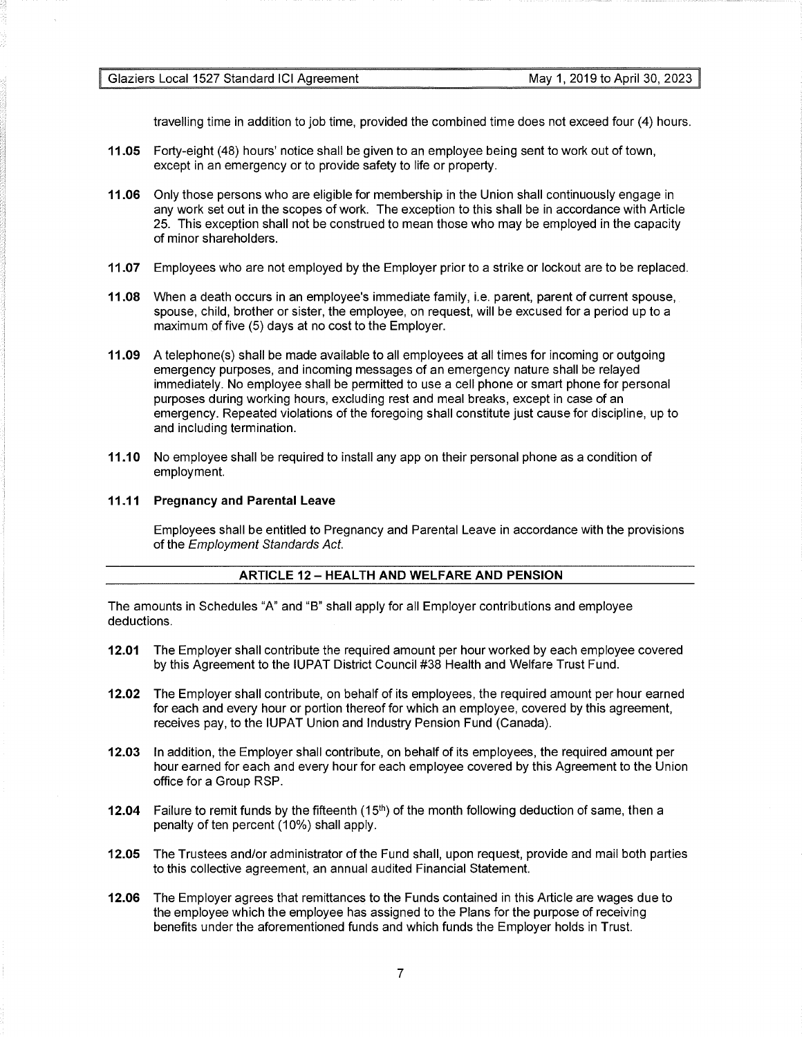travelling time in addition to job time, provided the combined time does not exceed four (4) hours.

**11.05** Forty-eight (48) hours' notice shall be given to an employee being sent to work out of town, except in an emergency or to provide safety to life or property.

**11.06** Only those persons who are eligible for membership in the Union shall continuously engage in any work set out in the scopes of work. The exception to this shall be in accordance with Article 25. This exception shall not be construed to mean those who may be employed in the capacity of minor shareholders.

**11.07** Employees who are not employed by the Employer prior to a strike or lockout are to be replaced.

**11.08** When a death occurs in an employee's immediate family, i.e. parent, parent of current spouse, spouse, child, brother or sister, the employee, on request, will be excused for a period up to a maximum of five (5) days at no cost to the Employer.

**11.09** A telephone(s) shall be made available to all employees at all times for incoming or outgoing emergency purposes, and incoming messages of an emergency nature shall be relayed immediately. No employee shall be permitted to use a cell phone or smart phone for personal purposes during working hours, excluding rest and meal breaks, except in case of an emergency. Repeated violations of the foregoing shall constitute just cause for discipline, up to and including termination.

**11.10** No employee shall be required to install any app on their personal phone as a condition of employment.

**11.11 Pregnancy and Parental Leave**

Employees shall be entitled to Pregnancy and Parental Leave in accordance with the provisions of the *Employment Standards Act.*

## ARTICLE 12 – HEALTH AND WELFARE AND PENSION

The amounts in Schedules "A" and "B" shall apply for all Employer contributions and employee deductions.

**12.01** The Employer shall contribute the required amount per hour worked by each employee covered by this Agreement to the IUPAT District Council #38 Health and Welfare Trust Fund.

**12.02** The Employer shall contribute, on behalf of its employees, the required amount per hour earned for each and every hour or portion thereof for which an employee, covered by this agreement, receives pay, to the IUPAT Union and Industry Pension Fund (Canada).

**12.03** In addition, the Employer shall contribute, on behalf of its employees, the required amount per hour earned for each and every hour for each employee covered by this Agreement to the Union office for a Group RSP.

**12.04** Failure to remit funds by the fifteenth (15th) of the month following deduction of same, then a penalty of ten percent (10%) shall apply.

**12.05** The Trustees and/or administrator of the Fund shall, upon request, provide and mail both parties to this collective agreement, an annual audited Financial Statement.

**12.06** The Employer agrees that remittances to the Funds contained in this Article are wages due to the employee which the employee has assigned to the Plans for the purpose of receiving benefits under the aforementioned funds and which funds the Employer holds in Trust.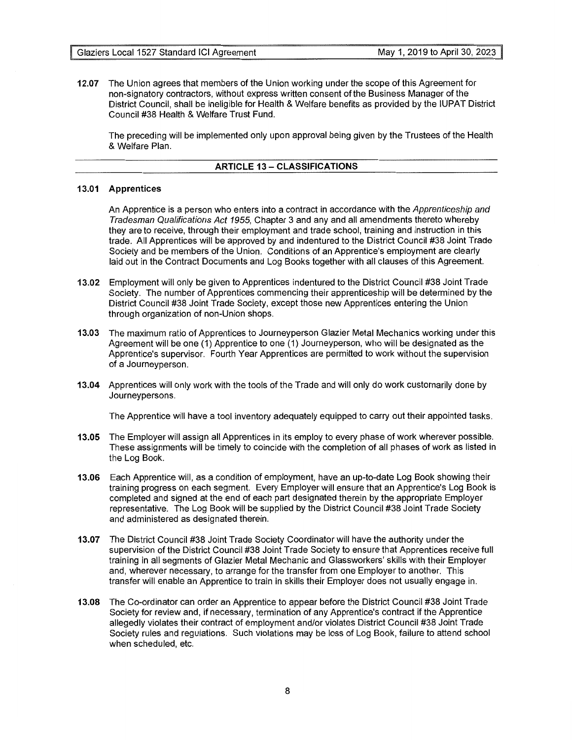**12.07** The Union agrees that members of the Union working under the scope of this Agreement for non-signatory contractors, without express written consent of the Business Manager of the District Council, shall be ineligible for Health & Welfare benefits as provided by the IUPAT District Council #38 Health & Welfare Trust Fund.

The preceding will be implemented only upon approval being given by the Trustees of the Health & Welfare Plan.

## ARTICLE 13 – CLASSIFICATIONS

**13.01 Apprentices**

An Apprentice is a person who enters into a contract in accordance with the *Apprenticeship and Tradesman Qualifications Act 1955*, Chapter 3 and any and all amendments thereto whereby they are to receive, through their employment and trade school, training and instruction in this trade. All Apprentices will be approved by and indentured to the District Council #38 Joint Trade Society and be members of the Union. Conditions of an Apprentice's employment are clearly laid out in the Contract Documents and Log Books together with all clauses of this Agreement.

**13.02** Employment will only be given to Apprentices indentured to the District Council #38 Joint Trade Society. The number of Apprentices commencing their apprenticeship will be determined by the District Council #38 Joint Trade Society, except those new Apprentices entering the Union through organization of non-Union shops.

**13.03** The maximum ratio of Apprentices to Journeyperson Glazier Metal Mechanics working under this Agreement will be one (1) Apprentice to one (1) Journeyperson, who will be designated as the Apprentice's supervisor. Fourth Year Apprentices are permitted to work without the supervision of a Journeyperson.

**13.04** Apprentices will only work with the tools of the Trade and will only do work customarily done by Journeypersons.

The Apprentice will have a tool inventory adequately equipped to carry out their appointed tasks.

**13.05** The Employer will assign all Apprentices in its employ to every phase of work wherever possible. These assignments will be timely to coincide with the completion of all phases of work as listed in the Log Book.

**13.06** Each Apprentice will, as a condition of employment, have an up-to-date Log Book showing their training progress on each segment. Every Employer will ensure that an Apprentice's Log Book is completed and signed at the end of each part designated therein by the appropriate Employer representative. The Log Book will be supplied by the District Council #38 Joint Trade Society and administered as designated therein.

**13.07** The District Council #38 Joint Trade Society Coordinator will have the authority under the supervision of the District Council #38 Joint Trade Society to ensure that Apprentices receive full training in all segments of Glazier Metal Mechanic and Glassworkers' skills with their Employer and, wherever necessary, to arrange for the transfer from one Employer to another. This transfer will enable an Apprentice to train in skills their Employer does not usually engage in.

**13.08** The Co-ordinator can order an Apprentice to appear before the District Council #38 Joint Trade Society for review and, if necessary, termination of any Apprentice's contract if the Apprentice allegedly violates their contract of employment and/or violates District Council #38 Joint Trade Society rules and regulations. Such violations may be loss of Log Book, failure to attend school when scheduled, etc.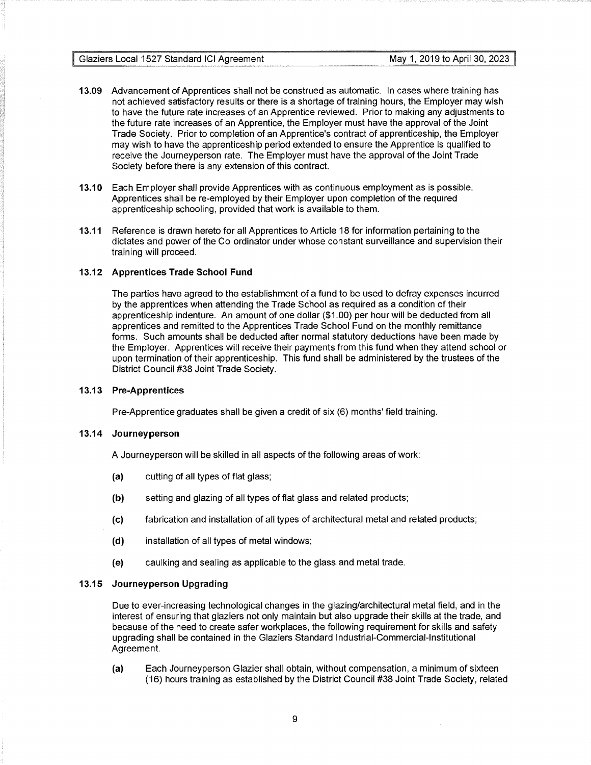**13.09** Advancement of Apprentices shall not be construed as automatic. In cases where training has not achieved satisfactory results or there is a shortage of training hours, the Employer may wish to have the future rate increases of an Apprentice reviewed. Prior to making any adjustments to the future rate increases of an Apprentice, the Employer must have the approval of the Joint Trade Society. Prior to completion of an Apprentice's contract of apprenticeship, the Employer may wish to have the apprenticeship period extended to ensure the Apprentice is qualified to receive the Journeyperson rate. The Employer must have the approval of the Joint Trade Society before there is any extension of this contract.

**13.10** Each Employer shall provide Apprentices with as continuous employment as is possible. Apprentices shall be re-employed by their Employer upon completion of the required apprenticeship schooling, provided that work is available to them.

**13.11** Reference is drawn hereto for all Apprentices to Article 18 for information pertaining to the dictates and power of the Co-ordinator under whose constant surveillance and supervision their training will proceed.

### 13.12 Apprentices Trade School Fund

The parties have agreed to the establishment of a fund to be used to defray expenses incurred by the apprentices when attending the Trade School as required as a condition of their apprenticeship indenture. An amount of one dollar ($1.00) per hour will be deducted from all apprentices and remitted to the Apprentices Trade School Fund on the monthly remittance forms. Such amounts shall be deducted after normal statutory deductions have been made by the Employer. Apprentices will receive their payments from this fund when they attend school or upon termination of their apprenticeship. This fund shall be administered by the trustees of the District Council #38 Joint Trade Society.

### 13.13 Pre-Apprentices

Pre-Apprentice graduates shall be given a credit of six (6) months' field training.

### 13.14 Journeyperson

A Journeyperson will be skilled in all aspects of the following areas of work:

**(a)** cutting of all types of flat glass;

**(b)** setting and glazing of all types of flat glass and related products;

**(c)** fabrication and installation of all types of architectural metal and related products;

**(d)** installation of all types of metal windows;

**(e)** caulking and sealing as applicable to the glass and metal trade.

### 13.15 Journeyperson Upgrading

Due to ever-increasing technological changes in the glazing/architectural metal field, and in the interest of ensuring that glaziers not only maintain but also upgrade their skills at the trade, and because of the need to create safer workplaces, the following requirement for skills and safety upgrading shall be contained in the Glaziers Standard Industrial-Commercial-Institutional Agreement.

**(a)** Each Journeyperson Glazier shall obtain, without compensation, a minimum of sixteen (16) hours training as established by the District Council #38 Joint Trade Society, related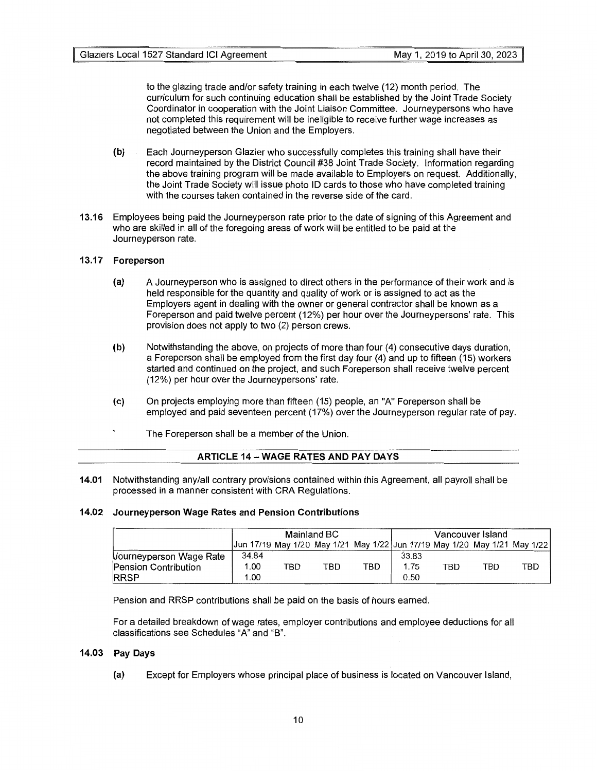to the glazing trade and/or safety training in each twelve (12) month period. The curriculum for such continuing education shall be established by the Joint Trade Society Coordinator in cooperation with the Joint Liaison Committee. Journeypersons who have not completed this requirement will be ineligible to receive further wage increases as negotiated between the Union and the Employers.

**(b)** Each Journeyperson Glazier who successfully completes this training shall have their record maintained by the District Council #38 Joint Trade Society. Information regarding the above training program will be made available to Employers on request. Additionally, the Joint Trade Society will issue photo ID cards to those who have completed training with the courses taken contained in the reverse side of the card.

**13.16** Employees being paid the Journeyperson rate prior to the date of signing of this Agreement and who are skilled in all of the foregoing areas of work will be entitled to be paid at the Journeyperson rate.

**13.17 Foreperson**

**(a)** A Journeyperson who is assigned to direct others in the performance of their work and is held responsible for the quantity and quality of work or is assigned to act as the Employers agent in dealing with the owner or general contractor shall be known as a Foreperson and paid twelve percent (12%) per hour over the Journeypersons' rate. This provision does not apply to two (2) person crews.

**(b)** Notwithstanding the above, on projects of more than four (4) consecutive days duration, a Foreperson shall be employed from the first day four (4) and up to fifteen (15) workers started and continued on the project, and such Foreperson shall receive twelve percent (12%) per hour over the Journeypersons' rate.

**(c)** On projects employing more than fifteen (15) people, an "A" Foreperson shall be employed and paid seventeen percent (17%) over the Journeyperson regular rate of pay.

The Foreperson shall be a member of the Union.

## ARTICLE 14 – WAGE RATES AND PAY DAYS

**14.01** Notwithstanding any/all contrary provisions contained within this Agreement, all payroll shall be processed in a manner consistent with CRA Regulations.

**14.02 Journeyperson Wage Rates and Pension Contributions**

| | Mainland BC | | | | Vancouver Island | | | |
|---|---|---|---|---|---|---|---|---|
| | Jun 17/19 | May 1/20 | May 1/21 | May 1/22 | Jun 17/19 | May 1/20 | May 1/21 | May 1/22 |
| Journeyperson Wage Rate | 34.84 | | | | 33.83 | | | |
| Pension Contribution | 1.00 | TBD | TBD | TBD | 1.75 | TBD | TBD | TBD |
| RRSP | 1.00 | | | | 0.50 | | | |

Pension and RRSP contributions shall be paid on the basis of hours earned.

For a detailed breakdown of wage rates, employer contributions and employee deductions for all classifications see Schedules "A" and "B".

**14.03 Pay Days**

**(a)** Except for Employers whose principal place of business is located on Vancouver Island,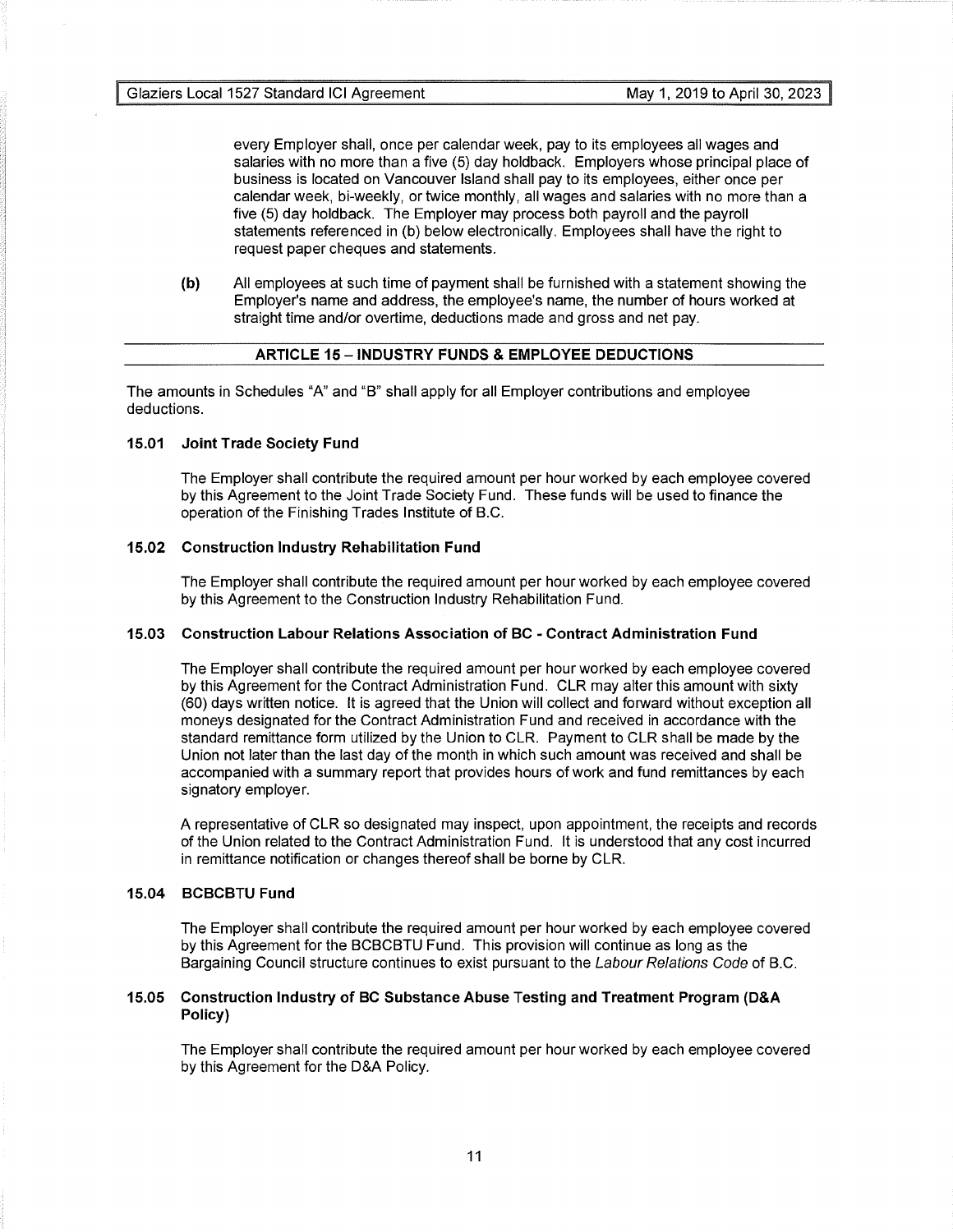every Employer shall, once per calendar week, pay to its employees all wages and salaries with no more than a five (5) day holdback. Employers whose principal place of business is located on Vancouver Island shall pay to its employees, either once per calendar week, bi-weekly, or twice monthly, all wages and salaries with no more than a five (5) day holdback. The Employer may process both payroll and the payroll statements referenced in (b) below electronically. Employees shall have the right to request paper cheques and statements.

**(b)** All employees at such time of payment shall be furnished with a statement showing the Employer's name and address, the employee's name, the number of hours worked at straight time and/or overtime, deductions made and gross and net pay.

## ARTICLE 15 – INDUSTRY FUNDS & EMPLOYEE DEDUCTIONS

The amounts in Schedules "A" and "B" shall apply for all Employer contributions and employee deductions.

### 15.01 Joint Trade Society Fund

The Employer shall contribute the required amount per hour worked by each employee covered by this Agreement to the Joint Trade Society Fund. These funds will be used to finance the operation of the Finishing Trades Institute of B.C.

### 15.02 Construction Industry Rehabilitation Fund

The Employer shall contribute the required amount per hour worked by each employee covered by this Agreement to the Construction Industry Rehabilitation Fund.

### 15.03 Construction Labour Relations Association of BC - Contract Administration Fund

The Employer shall contribute the required amount per hour worked by each employee covered by this Agreement for the Contract Administration Fund. CLR may alter this amount with sixty (60) days written notice. It is agreed that the Union will collect and forward without exception all moneys designated for the Contract Administration Fund and received in accordance with the standard remittance form utilized by the Union to CLR. Payment to CLR shall be made by the Union not later than the last day of the month in which such amount was received and shall be accompanied with a summary report that provides hours of work and fund remittances by each signatory employer.

A representative of CLR so designated may inspect, upon appointment, the receipts and records of the Union related to the Contract Administration Fund. It is understood that any cost incurred in remittance notification or changes thereof shall be borne by CLR.

### 15.04 BCBCBTU Fund

The Employer shall contribute the required amount per hour worked by each employee covered by this Agreement for the BCBCBTU Fund. This provision will continue as long as the Bargaining Council structure continues to exist pursuant to the *Labour Relations Code* of B.C.

### 15.05 Construction Industry of BC Substance Abuse Testing and Treatment Program (D&A Policy)

The Employer shall contribute the required amount per hour worked by each employee covered by this Agreement for the D&A Policy.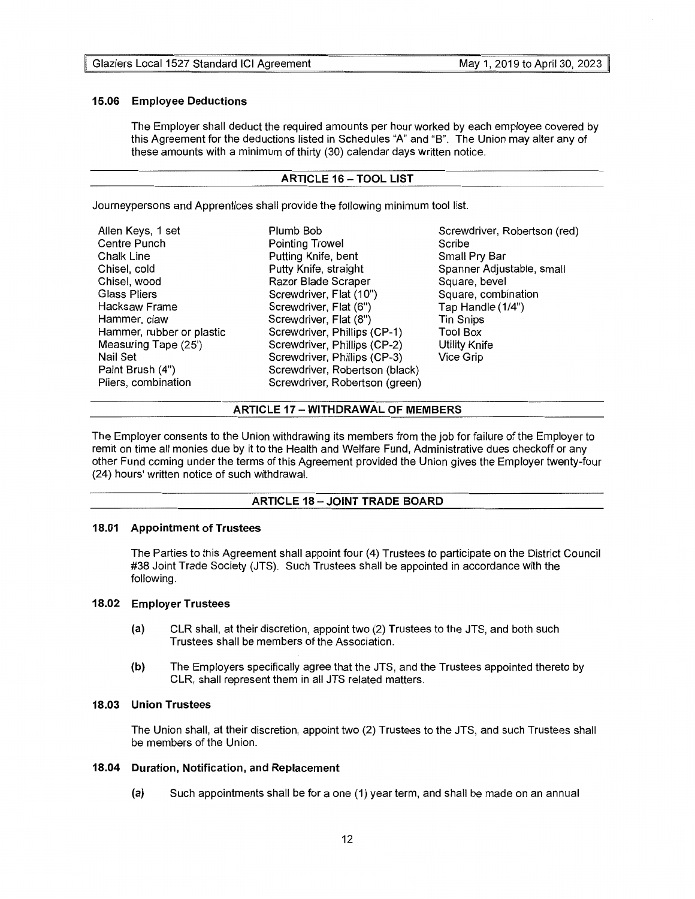### 15.06 Employee Deductions

The Employer shall deduct the required amounts per hour worked by each employee covered by this Agreement for the deductions listed in Schedules "A" and "B". The Union may alter any of these amounts with a minimum of thirty (30) calendar days written notice.

## ARTICLE 16 – TOOL LIST

Journeypersons and Apprentices shall provide the following minimum tool list.

- Allen Keys, 1 set
- Centre Punch
- Chalk Line
- Chisel, cold
- Chisel, wood
- Glass Pliers
- Hacksaw Frame
- Hammer, claw
- Hammer, rubber or plastic
- Measuring Tape (25')
- Nail Set
- Paint Brush (4")
- Pliers, combination
- Plumb Bob
- Pointing Trowel
- Putting Knife, bent
- Putty Knife, straight
- Razor Blade Scraper
- Screwdriver, Flat (10")
- Screwdriver, Flat (6")
- Screwdriver, Flat (8")
- Screwdriver, Phillips (CP-1)
- Screwdriver, Phillips (CP-2)
- Screwdriver, Phillips (CP-3)
- Screwdriver, Robertson (black)
- Screwdriver, Robertson (green)
- Screwdriver, Robertson (red)
- Scribe
- Small Pry Bar
- Spanner Adjustable, small
- Square, bevel
- Square, combination
- Tap Handle (1/4")
- Tin Snips
- Tool Box
- Utility Knife
- Vice Grip

## ARTICLE 17 – WITHDRAWAL OF MEMBERS

The Employer consents to the Union withdrawing its members from the job for failure of the Employer to remit on time all monies due by it to the Health and Welfare Fund, Administrative dues checkoff or any other Fund coming under the terms of this Agreement provided the Union gives the Employer twenty-four (24) hours' written notice of such withdrawal.

## ARTICLE 18 – JOINT TRADE BOARD

### 18.01 Appointment of Trustees

The Parties to this Agreement shall appoint four (4) Trustees to participate on the District Council #38 Joint Trade Society (JTS). Such Trustees shall be appointed in accordance with the following.

### 18.02 Employer Trustees

**(a)** CLR shall, at their discretion, appoint two (2) Trustees to the JTS, and both such Trustees shall be members of the Association.

**(b)** The Employers specifically agree that the JTS, and the Trustees appointed thereto by CLR, shall represent them in all JTS related matters.

### 18.03 Union Trustees

The Union shall, at their discretion, appoint two (2) Trustees to the JTS, and such Trustees shall be members of the Union.

### 18.04 Duration, Notification, and Replacement

**(a)** Such appointments shall be for a one (1) year term, and shall be made on an annual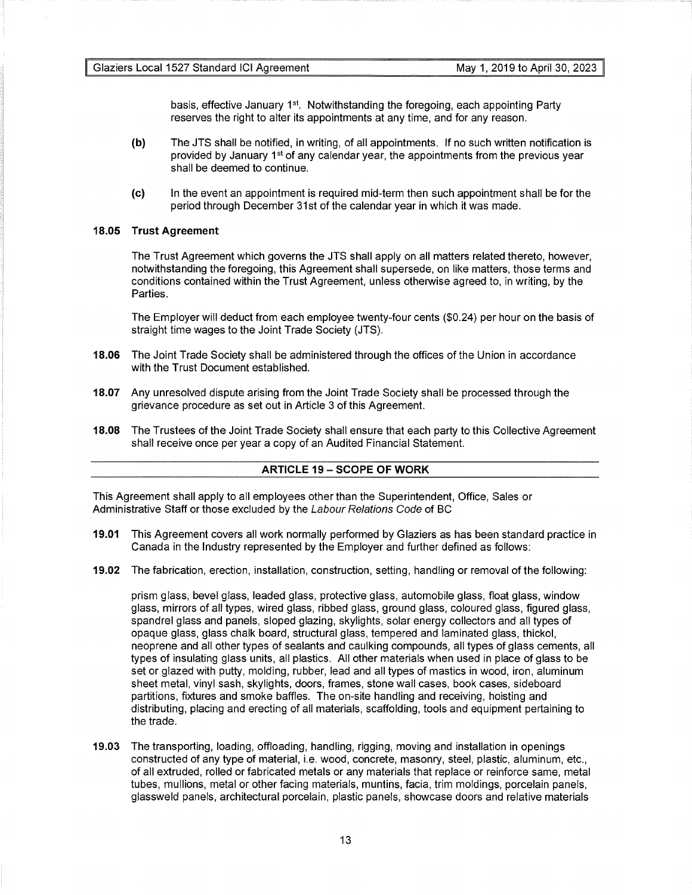basis, effective January 1st. Notwithstanding the foregoing, each appointing Party reserves the right to alter its appointments at any time, and for any reason.

**(b)** The JTS shall be notified, in writing, of all appointments. If no such written notification is provided by January 1st of any calendar year, the appointments from the previous year shall be deemed to continue.

**(c)** In the event an appointment is required mid-term then such appointment shall be for the period through December 31st of the calendar year in which it was made.

**18.05 Trust Agreement**

The Trust Agreement which governs the JTS shall apply on all matters related thereto, however, notwithstanding the foregoing, this Agreement shall supersede, on like matters, those terms and conditions contained within the Trust Agreement, unless otherwise agreed to, in writing, by the Parties.

The Employer will deduct from each employee twenty-four cents ($0.24) per hour on the basis of straight time wages to the Joint Trade Society (JTS).

**18.06** The Joint Trade Society shall be administered through the offices of the Union in accordance with the Trust Document established.

**18.07** Any unresolved dispute arising from the Joint Trade Society shall be processed through the grievance procedure as set out in Article 3 of this Agreement.

**18.08** The Trustees of the Joint Trade Society shall ensure that each party to this Collective Agreement shall receive once per year a copy of an Audited Financial Statement.

## ARTICLE 19 – SCOPE OF WORK

This Agreement shall apply to all employees other than the Superintendent, Office, Sales or Administrative Staff or those excluded by the *Labour Relations Code* of BC

**19.01** This Agreement covers all work normally performed by Glaziers as has been standard practice in Canada in the Industry represented by the Employer and further defined as follows:

**19.02** The fabrication, erection, installation, construction, setting, handling or removal of the following:

prism glass, bevel glass, leaded glass, protective glass, automobile glass, float glass, window glass, mirrors of all types, wired glass, ribbed glass, ground glass, coloured glass, figured glass, spandrel glass and panels, sloped glazing, skylights, solar energy collectors and all types of opaque glass, glass chalk board, structural glass, tempered and laminated glass, thickol, neoprene and all other types of sealants and caulking compounds, all types of glass cements, all types of insulating glass units, all plastics. All other materials when used in place of glass to be set or glazed with putty, molding, rubber, lead and all types of mastics in wood, iron, aluminum sheet metal, vinyl sash, skylights, doors, frames, stone wall cases, book cases, sideboard partitions, fixtures and smoke baffles. The on-site handling and receiving, hoisting and distributing, placing and erecting of all materials, scaffolding, tools and equipment pertaining to the trade.

**19.03** The transporting, loading, offloading, handling, rigging, moving and installation in openings constructed of any type of material, i.e. wood, concrete, masonry, steel, plastic, aluminum, etc., of all extruded, rolled or fabricated metals or any materials that replace or reinforce same, metal tubes, mullions, metal or other facing materials, muntins, facia, trim moldings, porcelain panels, glassweld panels, architectural porcelain, plastic panels, showcase doors and relative materials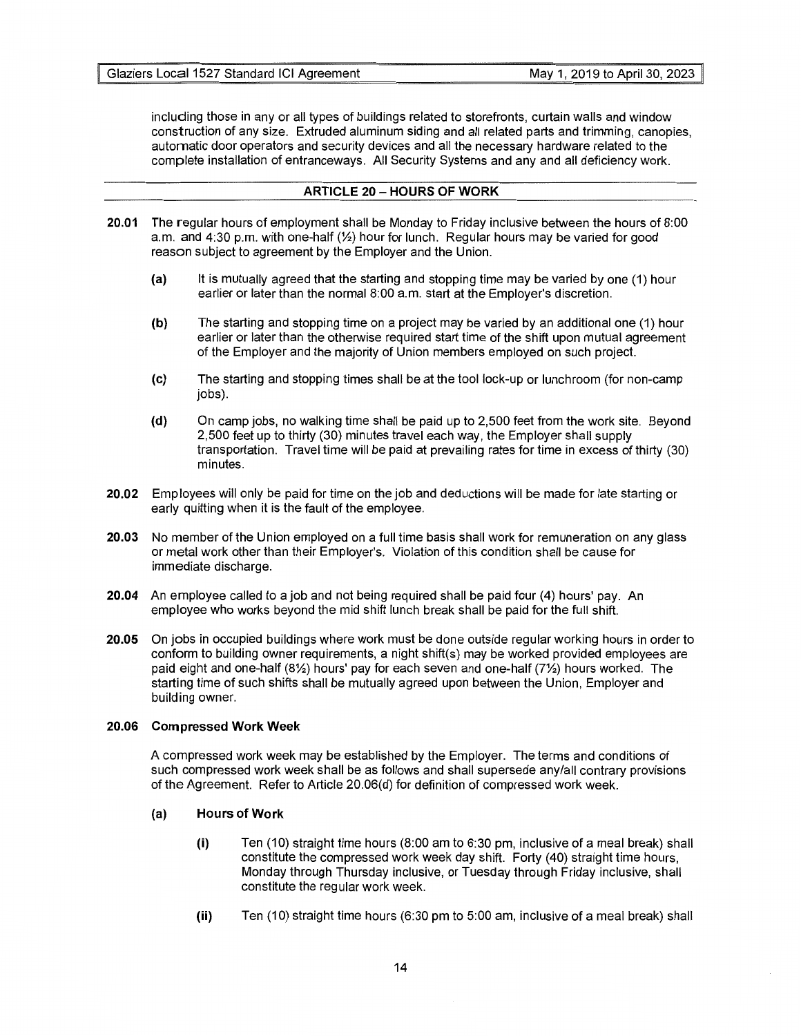including those in any or all types of buildings related to storefronts, curtain walls and window construction of any size. Extruded aluminum siding and all related parts and trimming, canopies, automatic door operators and security devices and all the necessary hardware related to the complete installation of entranceways. All Security Systems and any and all deficiency work.

## ARTICLE 20 – HOURS OF WORK

**20.01** The regular hours of employment shall be Monday to Friday inclusive between the hours of 8:00 a.m. and 4:30 p.m. with one-half (½) hour for lunch. Regular hours may be varied for good reason subject to agreement by the Employer and the Union.

- **(a)** It is mutually agreed that the starting and stopping time may be varied by one (1) hour earlier or later than the normal 8:00 a.m. start at the Employer's discretion.
- **(b)** The starting and stopping time on a project may be varied by an additional one (1) hour earlier or later than the otherwise required start time of the shift upon mutual agreement of the Employer and the majority of Union members employed on such project.
- **(c)** The starting and stopping times shall be at the tool lock-up or lunchroom (for non-camp jobs).
- **(d)** On camp jobs, no walking time shall be paid up to 2,500 feet from the work site. Beyond 2,500 feet up to thirty (30) minutes travel each way, the Employer shall supply transportation. Travel time will be paid at prevailing rates for time in excess of thirty (30) minutes.

**20.02** Employees will only be paid for time on the job and deductions will be made for late starting or early quitting when it is the fault of the employee.

**20.03** No member of the Union employed on a full time basis shall work for remuneration on any glass or metal work other than their Employer's. Violation of this condition shall be cause for immediate discharge.

**20.04** An employee called to a job and not being required shall be paid four (4) hours' pay. An employee who works beyond the mid shift lunch break shall be paid for the full shift.

**20.05** On jobs in occupied buildings where work must be done outside regular working hours in order to conform to building owner requirements, a night shift(s) may be worked provided employees are paid eight and one-half (8½) hours' pay for each seven and one-half (7½) hours worked. The starting time of such shifts shall be mutually agreed upon between the Union, Employer and building owner.

**20.06 Compressed Work Week**

A compressed work week may be established by the Employer. The terms and conditions of such compressed work week shall be as follows and shall supersede any/all contrary provisions of the Agreement. Refer to Article 20.06(d) for definition of compressed work week.

- **(a) Hours of Work**
  - **(i)** Ten (10) straight time hours (8:00 am to 6:30 pm, inclusive of a meal break) shall constitute the compressed work week day shift. Forty (40) straight time hours, Monday through Thursday inclusive, or Tuesday through Friday inclusive, shall constitute the regular work week.
  - **(ii)** Ten (10) straight time hours (6:30 pm to 5:00 am, inclusive of a meal break) shall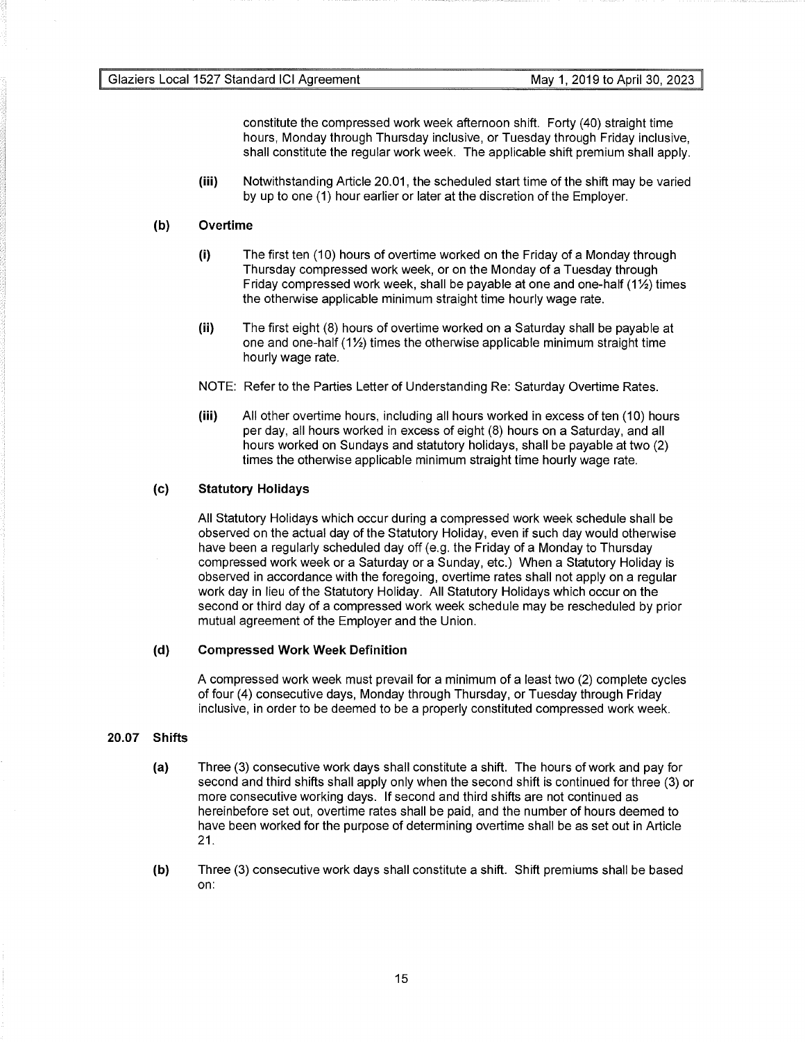constitute the compressed work week afternoon shift. Forty (40) straight time hours, Monday through Thursday inclusive, or Tuesday through Friday inclusive, shall constitute the regular work week. The applicable shift premium shall apply.

**(iii)** Notwithstanding Article 20.01, the scheduled start time of the shift may be varied by up to one (1) hour earlier or later at the discretion of the Employer.

**(b) Overtime**

**(i)** The first ten (10) hours of overtime worked on the Friday of a Monday through Thursday compressed work week, or on the Monday of a Tuesday through Friday compressed work week, shall be payable at one and one-half (1½) times the otherwise applicable minimum straight time hourly wage rate.

**(ii)** The first eight (8) hours of overtime worked on a Saturday shall be payable at one and one-half (1½) times the otherwise applicable minimum straight time hourly wage rate.

NOTE: Refer to the Parties Letter of Understanding Re: Saturday Overtime Rates.

**(iii)** All other overtime hours, including all hours worked in excess of ten (10) hours per day, all hours worked in excess of eight (8) hours on a Saturday, and all hours worked on Sundays and statutory holidays, shall be payable at two (2) times the otherwise applicable minimum straight time hourly wage rate.

**(c) Statutory Holidays**

All Statutory Holidays which occur during a compressed work week schedule shall be observed on the actual day of the Statutory Holiday, even if such day would otherwise have been a regularly scheduled day off (e.g. the Friday of a Monday to Thursday compressed work week or a Saturday or a Sunday, etc.) When a Statutory Holiday is observed in accordance with the foregoing, overtime rates shall not apply on a regular work day in lieu of the Statutory Holiday. All Statutory Holidays which occur on the second or third day of a compressed work week schedule may be rescheduled by prior mutual agreement of the Employer and the Union.

**(d) Compressed Work Week Definition**

A compressed work week must prevail for a minimum of a least two (2) complete cycles of four (4) consecutive days, Monday through Thursday, or Tuesday through Friday inclusive, in order to be deemed to be a properly constituted compressed work week.

**20.07 Shifts**

**(a)** Three (3) consecutive work days shall constitute a shift. The hours of work and pay for second and third shifts shall apply only when the second shift is continued for three (3) or more consecutive working days. If second and third shifts are not continued as hereinbefore set out, overtime rates shall be paid, and the number of hours deemed to have been worked for the purpose of determining overtime shall be as set out in Article 21.

**(b)** Three (3) consecutive work days shall constitute a shift. Shift premiums shall be based on: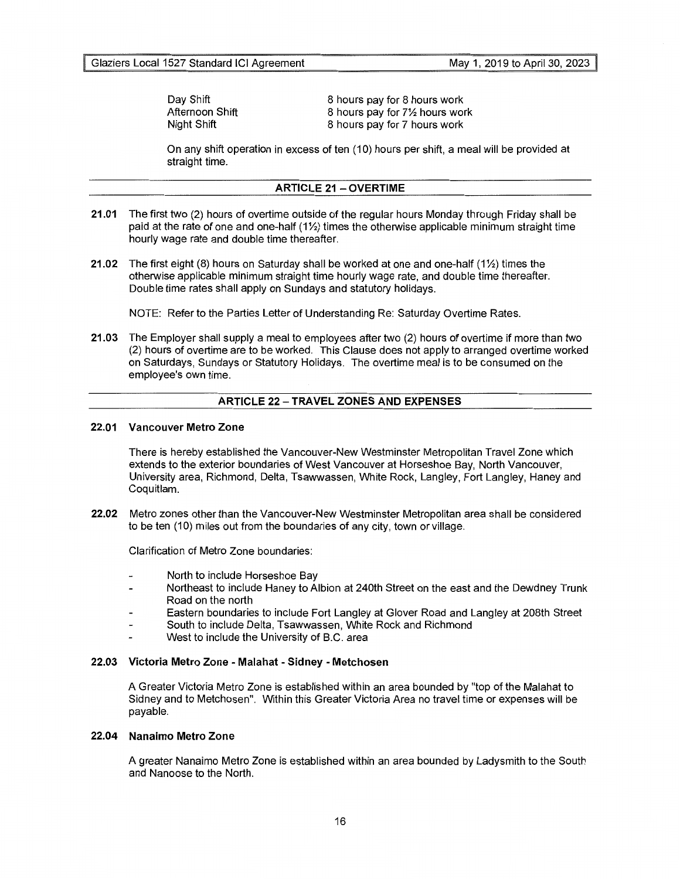| | |
|---|---|
| Day Shift | 8 hours pay for 8 hours work |
| Afternoon Shift | 8 hours pay for 7½ hours work |
| Night Shift | 8 hours pay for 7 hours work |

On any shift operation in excess of ten (10) hours per shift, a meal will be provided at straight time.

## ARTICLE 21 – OVERTIME

**21.01** The first two (2) hours of overtime outside of the regular hours Monday through Friday shall be paid at the rate of one and one-half (1½) times the otherwise applicable minimum straight time hourly wage rate and double time thereafter.

**21.02** The first eight (8) hours on Saturday shall be worked at one and one-half (1½) times the otherwise applicable minimum straight time hourly wage rate, and double time thereafter. Double time rates shall apply on Sundays and statutory holidays.

NOTE: Refer to the Parties Letter of Understanding Re: Saturday Overtime Rates.

**21.03** The Employer shall supply a meal to employees after two (2) hours of overtime if more than two (2) hours of overtime are to be worked. This Clause does not apply to arranged overtime worked on Saturdays, Sundays or Statutory Holidays. The overtime meal is to be consumed on the employee's own time.

## ARTICLE 22 – TRAVEL ZONES AND EXPENSES

**22.01 Vancouver Metro Zone**

There is hereby established the Vancouver-New Westminster Metropolitan Travel Zone which extends to the exterior boundaries of West Vancouver at Horseshoe Bay, North Vancouver, University area, Richmond, Delta, Tsawwassen, White Rock, Langley, Fort Langley, Haney and Coquitlam.

**22.02** Metro zones other than the Vancouver-New Westminster Metropolitan area shall be considered to be ten (10) miles out from the boundaries of any city, town or village.

Clarification of Metro Zone boundaries:

- North to include Horseshoe Bay
- Northeast to include Haney to Albion at 240th Street on the east and the Dewdney Trunk Road on the north
- Eastern boundaries to include Fort Langley at Glover Road and Langley at 208th Street
- South to include Delta, Tsawwassen, White Rock and Richmond
- West to include the University of B.C. area

**22.03 Victoria Metro Zone - Malahat - Sidney - Metchosen**

A Greater Victoria Metro Zone is established within an area bounded by "top of the Malahat to Sidney and to Metchosen". Within this Greater Victoria Area no travel time or expenses will be payable.

**22.04 Nanaimo Metro Zone**

A greater Nanaimo Metro Zone is established within an area bounded by Ladysmith to the South and Nanoose to the North.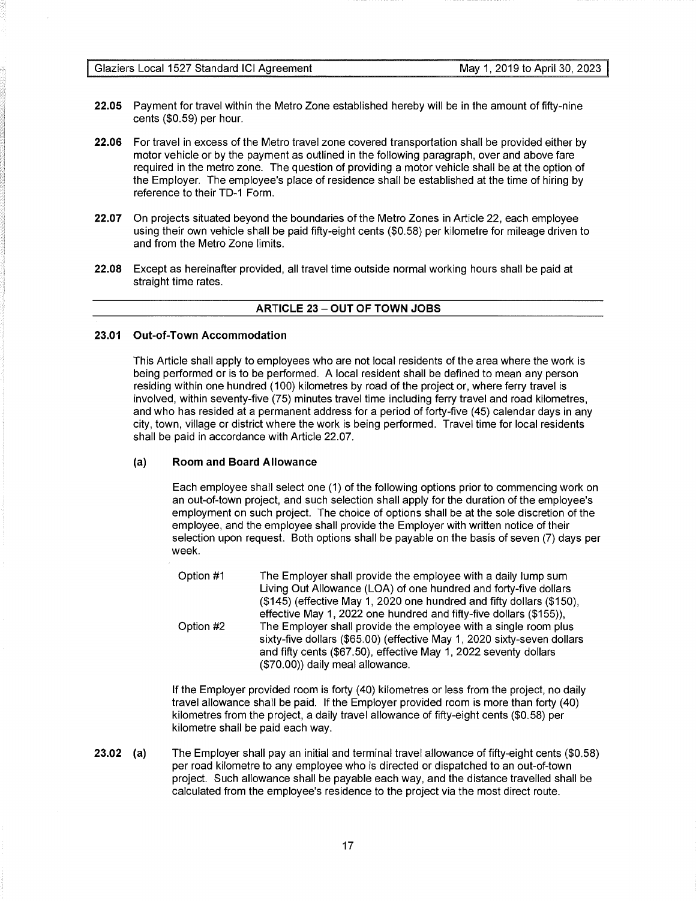**22.05** Payment for travel within the Metro Zone established hereby will be in the amount of fifty-nine cents ($0.59) per hour.

**22.06** For travel in excess of the Metro travel zone covered transportation shall be provided either by motor vehicle or by the payment as outlined in the following paragraph, over and above fare required in the metro zone. The question of providing a motor vehicle shall be at the option of the Employer. The employee's place of residence shall be established at the time of hiring by reference to their TD-1 Form.

**22.07** On projects situated beyond the boundaries of the Metro Zones in Article 22, each employee using their own vehicle shall be paid fifty-eight cents ($0.58) per kilometre for mileage driven to and from the Metro Zone limits.

**22.08** Except as hereinafter provided, all travel time outside normal working hours shall be paid at straight time rates.

## ARTICLE 23 – OUT OF TOWN JOBS

### 23.01 Out-of-Town Accommodation

This Article shall apply to employees who are not local residents of the area where the work is being performed or is to be performed. A local resident shall be defined to mean any person residing within one hundred (100) kilometres by road of the project or, where ferry travel is involved, within seventy-five (75) minutes travel time including ferry travel and road kilometres, and who has resided at a permanent address for a period of forty-five (45) calendar days in any city, town, village or district where the work is being performed. Travel time for local residents shall be paid in accordance with Article 22.07.

#### (a) Room and Board Allowance

Each employee shall select one (1) of the following options prior to commencing work on an out-of-town project, and such selection shall apply for the duration of the employee's employment on such project. The choice of options shall be at the sole discretion of the employee, and the employee shall provide the Employer with written notice of their selection upon request. Both options shall be payable on the basis of seven (7) days per week.

Option #1 The Employer shall provide the employee with a daily lump sum Living Out Allowance (LOA) of one hundred and forty-five dollars ($145) (effective May 1, 2020 one hundred and fifty dollars ($150), effective May 1, 2022 one hundred and fifty-five dollars ($155)),

Option #2 The Employer shall provide the employee with a single room plus sixty-five dollars ($65.00) (effective May 1, 2020 sixty-seven dollars and fifty cents ($67.50), effective May 1, 2022 seventy dollars ($70.00)) daily meal allowance.

If the Employer provided room is forty (40) kilometres or less from the project, no daily travel allowance shall be paid. If the Employer provided room is more than forty (40) kilometres from the project, a daily travel allowance of fifty-eight cents ($0.58) per kilometre shall be paid each way.

**23.02 (a)** The Employer shall pay an initial and terminal travel allowance of fifty-eight cents ($0.58) per road kilometre to any employee who is directed or dispatched to an out-of-town project. Such allowance shall be payable each way, and the distance travelled shall be calculated from the employee's residence to the project via the most direct route.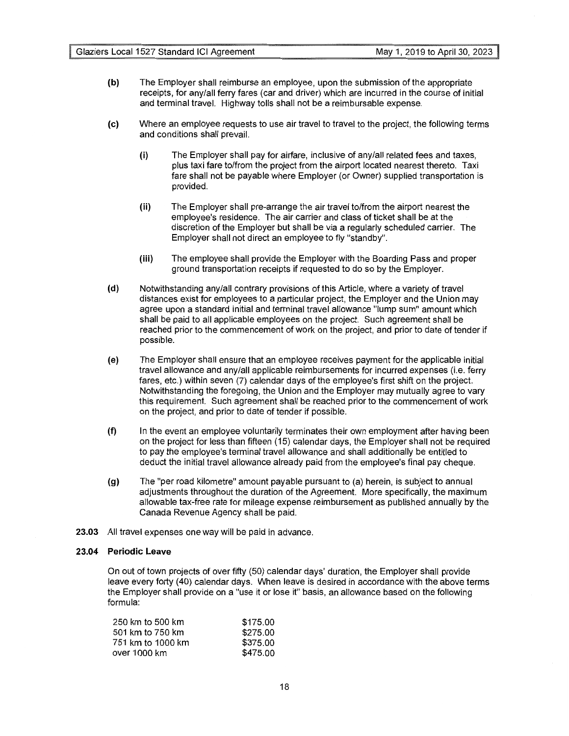**(b)** The Employer shall reimburse an employee, upon the submission of the appropriate receipts, for any/all ferry fares (car and driver) which are incurred in the course of initial and terminal travel. Highway tolls shall not be a reimbursable expense.

**(c)** Where an employee requests to use air travel to travel to the project, the following terms and conditions shall prevail.

**(i)** The Employer shall pay for airfare, inclusive of any/all related fees and taxes, plus taxi fare to/from the project from the airport located nearest thereto. Taxi fare shall not be payable where Employer (or Owner) supplied transportation is provided.

**(ii)** The Employer shall pre-arrange the air travel to/from the airport nearest the employee's residence. The air carrier and class of ticket shall be at the discretion of the Employer but shall be via a regularly scheduled carrier. The Employer shall not direct an employee to fly "standby".

**(iii)** The employee shall provide the Employer with the Boarding Pass and proper ground transportation receipts if requested to do so by the Employer.

**(d)** Notwithstanding any/all contrary provisions of this Article, where a variety of travel distances exist for employees to a particular project, the Employer and the Union may agree upon a standard initial and terminal travel allowance "lump sum" amount which shall be paid to all applicable employees on the project. Such agreement shall be reached prior to the commencement of work on the project, and prior to date of tender if possible.

**(e)** The Employer shall ensure that an employee receives payment for the applicable initial travel allowance and any/all applicable reimbursements for incurred expenses (i.e. ferry fares, etc.) within seven (7) calendar days of the employee's first shift on the project. Notwithstanding the foregoing, the Union and the Employer may mutually agree to vary this requirement. Such agreement shall be reached prior to the commencement of work on the project, and prior to date of tender if possible.

**(f)** In the event an employee voluntarily terminates their own employment after having been on the project for less than fifteen (15) calendar days, the Employer shall not be required to pay the employee's terminal travel allowance and shall additionally be entitled to deduct the initial travel allowance already paid from the employee's final pay cheque.

**(g)** The "per road kilometre" amount payable pursuant to (a) herein, is subject to annual adjustments throughout the duration of the Agreement. More specifically, the maximum allowable tax-free rate for mileage expense reimbursement as published annually by the Canada Revenue Agency shall be paid.

**23.03** All travel expenses one way will be paid in advance.

**23.04 Periodic Leave**

On out of town projects of over fifty (50) calendar days' duration, the Employer shall provide leave every forty (40) calendar days. When leave is desired in accordance with the above terms the Employer shall provide on a "use it or lose it" basis, an allowance based on the following formula:

| | |
|---|---|
| 250 km to 500 km | $175.00 |
| 501 km to 750 km | $275.00 |
| 751 km to 1000 km | $375.00 |
| over 1000 km | $475.00 |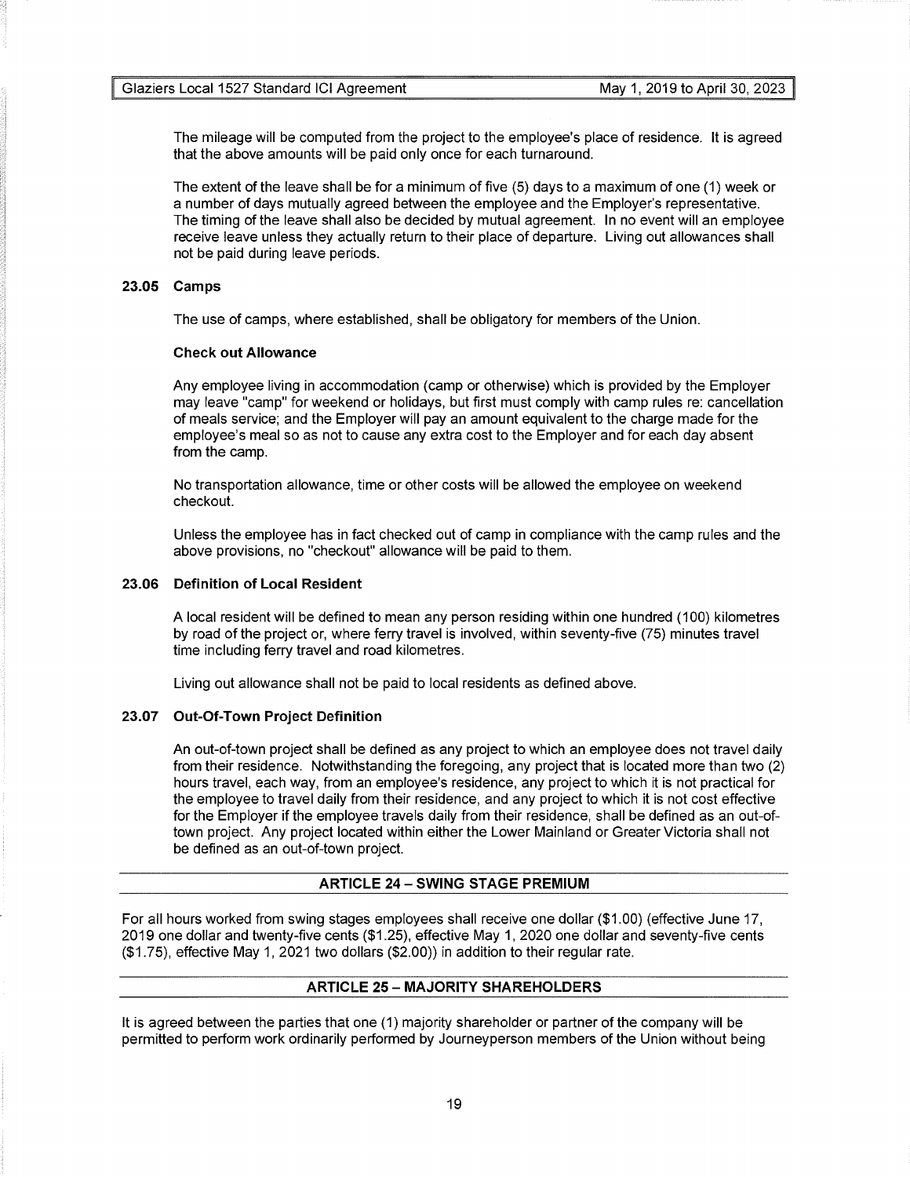The mileage will be computed from the project to the employee's place of residence. It is agreed that the above amounts will be paid only once for each turnaround.

The extent of the leave shall be for a minimum of five (5) days to a maximum of one (1) week or a number of days mutually agreed between the employee and the Employer's representative. The timing of the leave shall also be decided by mutual agreement. In no event will an employee receive leave unless they actually return to their place of departure. Living out allowances shall not be paid during leave periods.

### 23.05 Camps

The use of camps, where established, shall be obligatory for members of the Union.

**Check out Allowance**

Any employee living in accommodation (camp or otherwise) which is provided by the Employer may leave "camp" for weekend or holidays, but first must comply with camp rules re: cancellation of meals service; and the Employer will pay an amount equivalent to the charge made for the employee's meal so as not to cause any extra cost to the Employer and for each day absent from the camp.

No transportation allowance, time or other costs will be allowed the employee on weekend checkout.

Unless the employee has in fact checked out of camp in compliance with the camp rules and the above provisions, no "checkout" allowance will be paid to them.

### 23.06 Definition of Local Resident

A local resident will be defined to mean any person residing within one hundred (100) kilometres by road of the project or, where ferry travel is involved, within seventy-five (75) minutes travel time including ferry travel and road kilometres.

Living out allowance shall not be paid to local residents as defined above.

### 23.07 Out-Of-Town Project Definition

An out-of-town project shall be defined as any project to which an employee does not travel daily from their residence. Notwithstanding the foregoing, any project that is located more than two (2) hours travel, each way, from an employee's residence, any project to which it is not practical for the employee to travel daily from their residence, and any project to which it is not cost effective for the Employer if the employee travels daily from their residence, shall be defined as an out-of-town project. Any project located within either the Lower Mainland or Greater Victoria shall not be defined as an out-of-town project.

## ARTICLE 24 – SWING STAGE PREMIUM

For all hours worked from swing stages employees shall receive one dollar ($1.00) (effective June 17, 2019 one dollar and twenty-five cents ($1.25), effective May 1, 2020 one dollar and seventy-five cents ($1.75), effective May 1, 2021 two dollars ($2.00)) in addition to their regular rate.

## ARTICLE 25 – MAJORITY SHAREHOLDERS

It is agreed between the parties that one (1) majority shareholder or partner of the company will be permitted to perform work ordinarily performed by Journeyperson members of the Union without being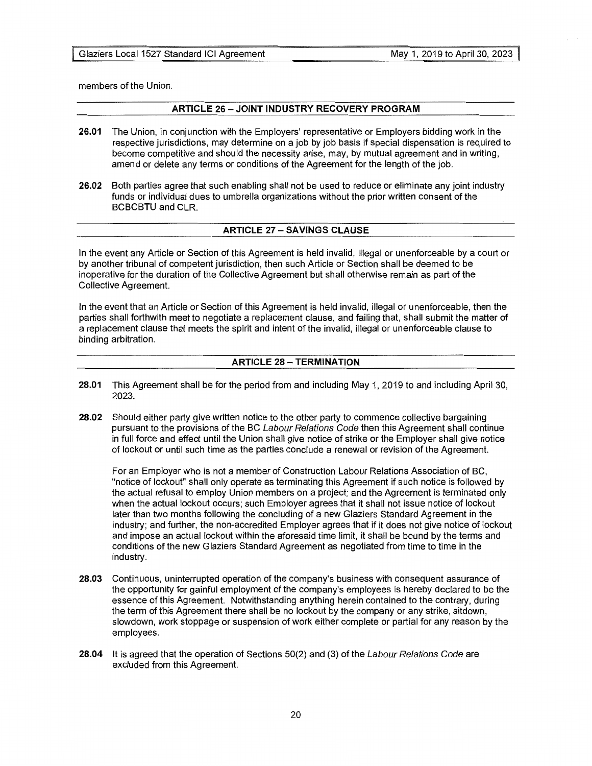members of the Union.

## ARTICLE 26 – JOINT INDUSTRY RECOVERY PROGRAM

**26.01** The Union, in conjunction with the Employers' representative or Employers bidding work in the respective jurisdictions, may determine on a job by job basis if special dispensation is required to become competitive and should the necessity arise, may, by mutual agreement and in writing, amend or delete any terms or conditions of the Agreement for the length of the job.

**26.02** Both parties agree that such enabling shall not be used to reduce or eliminate any joint industry funds or individual dues to umbrella organizations without the prior written consent of the BCBCBTU and CLR.

## ARTICLE 27 – SAVINGS CLAUSE

In the event any Article or Section of this Agreement is held invalid, illegal or unenforceable by a court or by another tribunal of competent jurisdiction, then such Article or Section shall be deemed to be inoperative for the duration of the Collective Agreement but shall otherwise remain as part of the Collective Agreement.

In the event that an Article or Section of this Agreement is held invalid, illegal or unenforceable, then the parties shall forthwith meet to negotiate a replacement clause, and failing that, shall submit the matter of a replacement clause that meets the spirit and intent of the invalid, illegal or unenforceable clause to binding arbitration.

## ARTICLE 28 – TERMINATION

**28.01** This Agreement shall be for the period from and including May 1, 2019 to and including April 30, 2023.

**28.02** Should either party give written notice to the other party to commence collective bargaining pursuant to the provisions of the BC *Labour Relations Code* then this Agreement shall continue in full force and effect until the Union shall give notice of strike or the Employer shall give notice of lockout or until such time as the parties conclude a renewal or revision of the Agreement.

For an Employer who is not a member of Construction Labour Relations Association of BC, "notice of lockout" shall only operate as terminating this Agreement if such notice is followed by the actual refusal to employ Union members on a project; and the Agreement is terminated only when the actual lockout occurs; such Employer agrees that it shall not issue notice of lockout later than two months following the concluding of a new Glaziers Standard Agreement in the industry; and further, the non-accredited Employer agrees that if it does not give notice of lockout and impose an actual lockout within the aforesaid time limit, it shall be bound by the terms and conditions of the new Glaziers Standard Agreement as negotiated from time to time in the industry.

**28.03** Continuous, uninterrupted operation of the company's business with consequent assurance of the opportunity for gainful employment of the company's employees is hereby declared to be the essence of this Agreement. Notwithstanding anything herein contained to the contrary, during the term of this Agreement there shall be no lockout by the company or any strike, sitdown, slowdown, work stoppage or suspension of work either complete or partial for any reason by the employees.

**28.04** It is agreed that the operation of Sections 50(2) and (3) of the *Labour Relations Code* are excluded from this Agreement.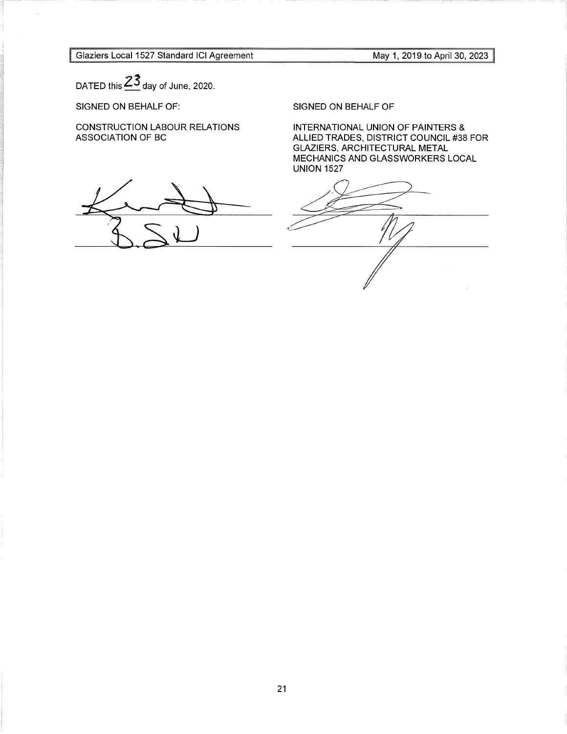DATED this 23 day of June, 2020.

| SIGNED ON BEHALF OF: | SIGNED ON BEHALF OF |
|---|---|
| CONSTRUCTION LABOUR RELATIONS ASSOCIATION OF BC | INTERNATIONAL UNION OF PAINTERS & ALLIED TRADES, DISTRICT COUNCIL #38 FOR GLAZIERS, ARCHITECTURAL METAL MECHANICS AND GLASSWORKERS LOCAL UNION 1527 |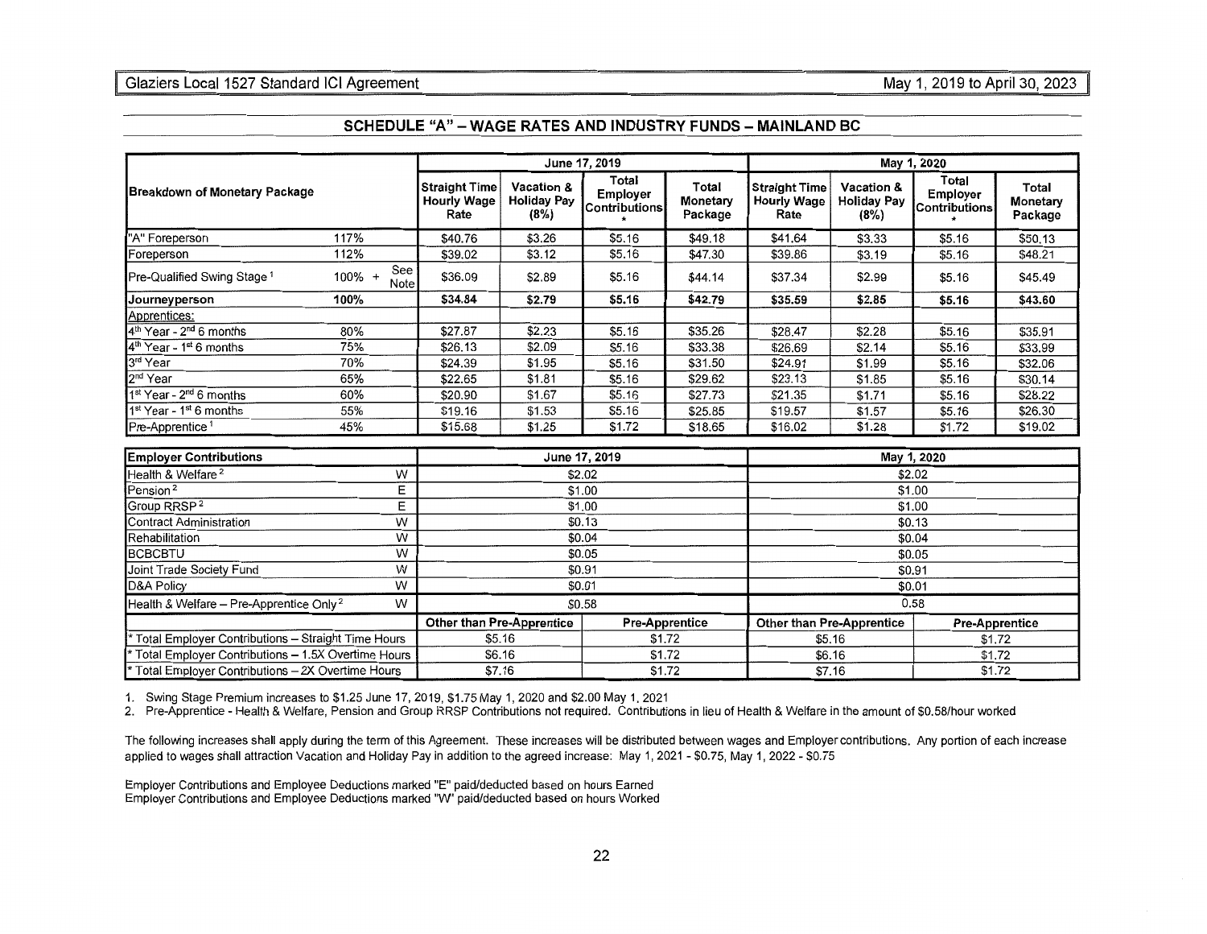## SCHEDULE "A" – WAGE RATES AND INDUSTRY FUNDS – MAINLAND BC

| Breakdown of Monetary Package | | June 17, 2019 | | | | May 1, 2020 | | | |
|---|---|---|---|---|---|---|---|---|---|
| | | Straight Time Hourly Wage Rate | Vacation & Holiday Pay (8%) | Total Employer Contributions * | Total Monetary Package | Straight Time Hourly Wage Rate | Vacation & Holiday Pay (8%) | Total Employer Contributions * | Total Monetary Package |
| "A" Foreperson | 117% | $40.76 | $3.26 | $5.16 | $49.18 | $41.64 | $3.33 | $5.16 | $50.13 |
| Foreperson | 112% | $39.02 | $3.12 | $5.16 | $47.30 | $39.86 | $3.19 | $5.16 | $48.21 |
| Pre-Qualified Swing Stage [1] | 100% + See Note | $36.09 | $2.89 | $5.16 | $44.14 | $37.34 | $2.99 | $5.16 | $45.49 |
| **Journeyperson** | **100%** | **$34.84** | **$2.79** | **$5.16** | **$42.79** | **$35.59** | **$2.85** | **$5.16** | **$43.60** |
| Apprentices: | | | | | | | | | |
| 4th Year - 2nd 6 months | 80% | $27.87 | $2.23 | $5.16 | $35.26 | $28.47 | $2.28 | $5.16 | $35.91 |
| 4th Year - 1st 6 months | 75% | $26.13 | $2.09 | $5.16 | $33.38 | $26.69 | $2.14 | $5.16 | $33.99 |
| 3rd Year | 70% | $24.39 | $1.95 | $5.16 | $31.50 | $24.91 | $1.99 | $5.16 | $32.06 |
| 2nd Year | 65% | $22.65 | $1.81 | $5.16 | $29.62 | $23.13 | $1.85 | $5.16 | $30.14 |
| 1st Year - 2nd 6 months | 60% | $20.90 | $1.67 | $5.16 | $27.73 | $21.35 | $1.71 | $5.16 | $28.22 |
| 1st Year - 1st 6 months | 55% | $19.16 | $1.53 | $5.16 | $25.85 | $19.57 | $1.57 | $5.16 | $26.30 |
| Pre-Apprentice [1] | 45% | $15.68 | $1.25 | $1.72 | $18.65 | $16.02 | $1.28 | $1.72 | $19.02 |

| Employer Contributions | | June 17, 2019 | | May 1, 2020 | |
|---|---|---|---|---|---|
| Health & Welfare [2] | W | $2.02 | | $2.02 | |
| Pension [2] | E | $1.00 | | $1.00 | |
| Group RRSP [2] | E | $1.00 | | $1.00 | |
| Contract Administration | W | $0.13 | | $0.13 | |
| Rehabilitation | W | $0.04 | | $0.04 | |
| BCBCBTU | W | $0.05 | | $0.05 | |
| Joint Trade Society Fund | W | $0.91 | | $0.91 | |
| D&A Policy | W | $0.01 | | $0.01 | |
| Health & Welfare – Pre-Apprentice Only [2] | W | $0.58 | | 0.58 | |
| | | **Other than Pre-Apprentice** | **Pre-Apprentice** | **Other than Pre-Apprentice** | **Pre-Apprentice** |
| * Total Employer Contributions – Straight Time Hours | | $5.16 | $1.72 | $5.16 | $1.72 |
| * Total Employer Contributions – 1.5X Overtime Hours | | $6.16 | $1.72 | $6.16 | $1.72 |
| * Total Employer Contributions – 2X Overtime Hours | | $7.16 | $1.72 | $7.16 | $1.72 |

1. Swing Stage Premium increases to $1.25 June 17, 2019, $1.75 May 1, 2020 and $2.00 May 1, 2021
2. Pre-Apprentice - Health & Welfare, Pension and Group RRSP Contributions not required. Contributions in lieu of Health & Welfare in the amount of $0.58/hour worked

The following increases shall apply during the term of this Agreement. These increases will be distributed between wages and Employer contributions. Any portion of each increase applied to wages shall attraction Vacation and Holiday Pay in addition to the agreed increase: May 1, 2021 - $0.75, May 1, 2022 - $0.75

Employer Contributions and Employee Deductions marked "E" paid/deducted based on hours Earned
Employer Contributions and Employee Deductions marked "W" paid/deducted based on hours Worked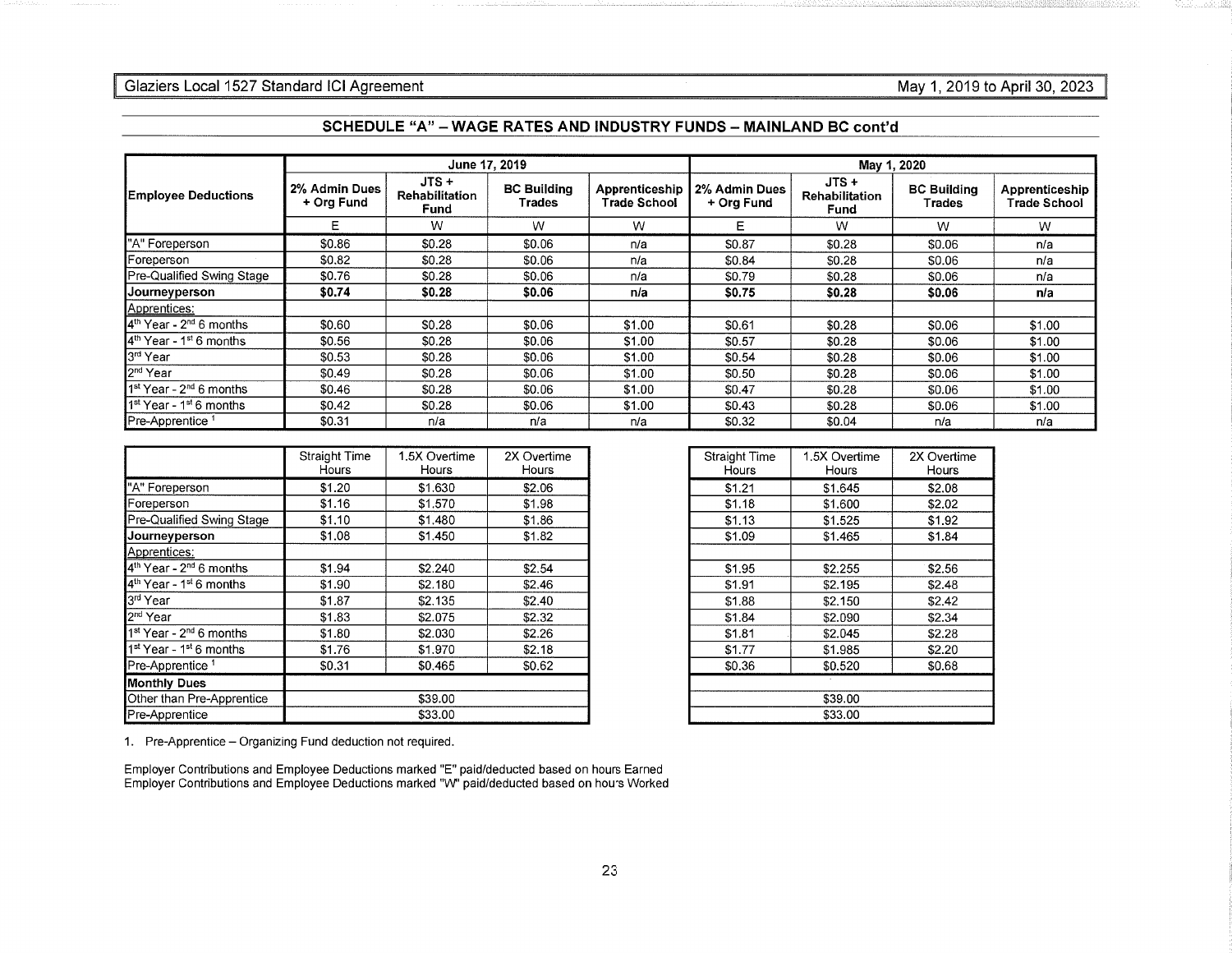## SCHEDULE "A" – WAGE RATES AND INDUSTRY FUNDS – MAINLAND BC cont'd

| Employee Deductions | June 17, 2019 | | | | May 1, 2020 | | | |
|---|---|---|---|---|---|---|---|---|
| | 2% Admin Dues + Org Fund | JTS + Rehabilitation Fund | BC Building Trades | Apprenticeship Trade School | 2% Admin Dues + Org Fund | JTS + Rehabilitation Fund | BC Building Trades | Apprenticeship Trade School |
| | E | W | W | W | E | W | W | W |
| "A" Foreperson | $0.86 | $0.28 | $0.06 | n/a | $0.87 | $0.28 | $0.06 | n/a |
| Foreperson | $0.82 | $0.28 | $0.06 | n/a | $0.84 | $0.28 | $0.06 | n/a |
| Pre-Qualified Swing Stage | $0.76 | $0.28 | $0.06 | n/a | $0.79 | $0.28 | $0.06 | n/a |
| **Journeyperson** | **$0.74** | **$0.28** | **$0.06** | **n/a** | **$0.75** | **$0.28** | **$0.06** | **n/a** |
| Apprentices: | | | | | | | | |
| 4th Year - 2nd 6 months | $0.60 | $0.28 | $0.06 | $1.00 | $0.61 | $0.28 | $0.06 | $1.00 |
| 4th Year - 1st 6 months | $0.56 | $0.28 | $0.06 | $1.00 | $0.57 | $0.28 | $0.06 | $1.00 |
| 3rd Year | $0.53 | $0.28 | $0.06 | $1.00 | $0.54 | $0.28 | $0.06 | $1.00 |
| 2nd Year | $0.49 | $0.28 | $0.06 | $1.00 | $0.50 | $0.28 | $0.06 | $1.00 |
| 1st Year - 2nd 6 months | $0.46 | $0.28 | $0.06 | $1.00 | $0.47 | $0.28 | $0.06 | $1.00 |
| 1st Year - 1st 6 months | $0.42 | $0.28 | $0.06 | $1.00 | $0.43 | $0.28 | $0.06 | $1.00 |
| Pre-Apprentice [1] | $0.31 | n/a | n/a | n/a | $0.32 | $0.04 | n/a | n/a |

| | Straight Time Hours | 1.5X Overtime Hours | 2X Overtime Hours | Straight Time Hours | 1.5X Overtime Hours | 2X Overtime Hours |
|---|---|---|---|---|---|---|
| "A" Foreperson | $1.20 | $1.630 | $2.06 | $1.21 | $1.645 | $2.08 |
| Foreperson | $1.16 | $1.570 | $1.98 | $1.18 | $1.600 | $2.02 |
| Pre-Qualified Swing Stage | $1.10 | $1.480 | $1.86 | $1.13 | $1.525 | $1.92 |
| **Journeyperson** | $1.08 | $1.450 | $1.82 | $1.09 | $1.465 | $1.84 |
| Apprentices: | | | | | | |
| 4th Year - 2nd 6 months | $1.94 | $2.240 | $2.54 | $1.95 | $2.255 | $2.56 |
| 4th Year - 1st 6 months | $1.90 | $2.180 | $2.46 | $1.91 | $2.195 | $2.48 |
| 3rd Year | $1.87 | $2.135 | $2.40 | $1.88 | $2.150 | $2.42 |
| 2nd Year | $1.83 | $2.075 | $2.32 | $1.84 | $2.090 | $2.34 |
| 1st Year - 2nd 6 months | $1.80 | $2.030 | $2.26 | $1.81 | $2.045 | $2.28 |
| 1st Year - 1st 6 months | $1.76 | $1.970 | $2.18 | $1.77 | $1.985 | $2.20 |
| Pre-Apprentice [1] | $0.31 | $0.465 | $0.62 | $0.36 | $0.520 | $0.68 |
| **Monthly Dues** | | | | | | |
| Other than Pre-Apprentice | | $39.00 | | | $39.00 | |
| Pre-Apprentice | | $33.00 | | | $33.00 | |

1. Pre-Apprentice – Organizing Fund deduction not required.

Employer Contributions and Employee Deductions marked "E" paid/deducted based on hours Earned
Employer Contributions and Employee Deductions marked "W" paid/deducted based on hours Worked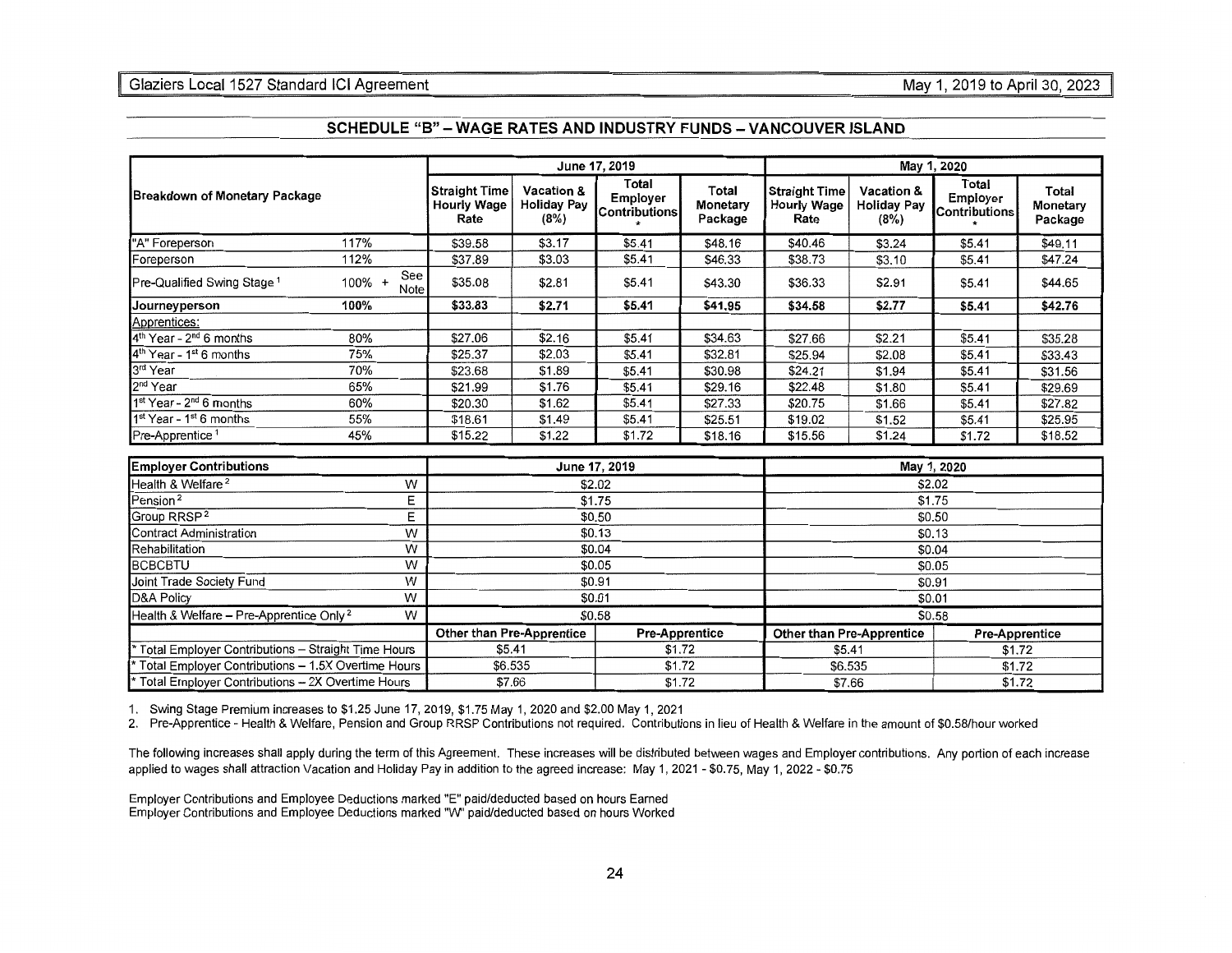## SCHEDULE "B" – WAGE RATES AND INDUSTRY FUNDS – VANCOUVER ISLAND

| Breakdown of Monetary Package | | June 17, 2019 | | | | May 1, 2020 | | | |
|---|---|---|---|---|---|---|---|---|---|
| | | Straight Time Hourly Wage Rate | Vacation & Holiday Pay (8%) | Total Employer Contributions * | Total Monetary Package | Straight Time Hourly Wage Rate | Vacation & Holiday Pay (8%) | Total Employer Contributions * | Total Monetary Package |
| "A" Foreperson | 117% | $39.58 | $3.17 | $5.41 | $48.16 | $40.46 | $3.24 | $5.41 | $49.11 |
| Foreperson | 112% | $37.89 | $3.03 | $5.41 | $46.33 | $38.73 | $3.10 | $5.41 | $47.24 |
| Pre-Qualified Swing Stage [1] | 100% + See Note | $35.08 | $2.81 | $5.41 | $43.30 | $36.33 | $2.91 | $5.41 | $44.65 |
| **Journeyperson** | **100%** | **$33.83** | **$2.71** | **$5.41** | **$41.95** | **$34.58** | **$2.77** | **$5.41** | **$42.76** |
| Apprentices: | | | | | | | | | |
| 4th Year - 2nd 6 months | 80% | $27.06 | $2.16 | $5.41 | $34.63 | $27.66 | $2.21 | $5.41 | $35.28 |
| 4th Year - 1st 6 months | 75% | $25.37 | $2.03 | $5.41 | $32.81 | $25.94 | $2.08 | $5.41 | $33.43 |
| 3rd Year | 70% | $23.68 | $1.89 | $5.41 | $30.98 | $24.21 | $1.94 | $5.41 | $31.56 |
| 2nd Year | 65% | $21.99 | $1.76 | $5.41 | $29.16 | $22.48 | $1.80 | $5.41 | $29.69 |
| 1st Year - 2nd 6 months | 60% | $20.30 | $1.62 | $5.41 | $27.33 | $20.75 | $1.66 | $5.41 | $27.82 |
| 1st Year - 1st 6 months | 55% | $18.61 | $1.49 | $5.41 | $25.51 | $19.02 | $1.52 | $5.41 | $25.95 |
| Pre-Apprentice [1] | 45% | $15.22 | $1.22 | $1.72 | $18.16 | $15.56 | $1.24 | $1.72 | $18.52 |

| Employer Contributions | | June 17, 2019 | | May 1, 2020 | |
|---|---|---|---|---|---|
| Health & Welfare [2] | W | $2.02 | | $2.02 | |
| Pension [2] | E | $1.75 | | $1.75 | |
| Group RRSP [2] | E | $0.50 | | $0.50 | |
| Contract Administration | W | $0.13 | | $0.13 | |
| Rehabilitation | W | $0.04 | | $0.04 | |
| BCBCBTU | W | $0.05 | | $0.05 | |
| Joint Trade Society Fund | W | $0.91 | | $0.91 | |
| D&A Policy | W | $0.01 | | $0.01 | |
| Health & Welfare – Pre-Apprentice Only [2] | W | $0.58 | | $0.58 | |
| | | Other than Pre-Apprentice | Pre-Apprentice | Other than Pre-Apprentice | Pre-Apprentice |
| * Total Employer Contributions – Straight Time Hours | | $5.41 | $1.72 | $5.41 | $1.72 |
| * Total Employer Contributions – 1.5X Overtime Hours | | $6.535 | $1.72 | $6.535 | $1.72 |
| * Total Employer Contributions – 2X Overtime Hours | | $7.66 | $1.72 | $7.66 | $1.72 |

1. Swing Stage Premium increases to $1.25 June 17, 2019, $1.75 May 1, 2020 and $2.00 May 1, 2021
2. Pre-Apprentice - Health & Welfare, Pension and Group RRSP Contributions not required. Contributions in lieu of Health & Welfare in the amount of $0.58/hour worked

The following increases shall apply during the term of this Agreement. These increases will be distributed between wages and Employer contributions. Any portion of each increase applied to wages shall attraction Vacation and Holiday Pay in addition to the agreed increase: May 1, 2021 - $0.75, May 1, 2022 - $0.75

Employer Contributions and Employee Deductions marked "E" paid/deducted based on hours Earned
Employer Contributions and Employee Deductions marked "W" paid/deducted based on hours Worked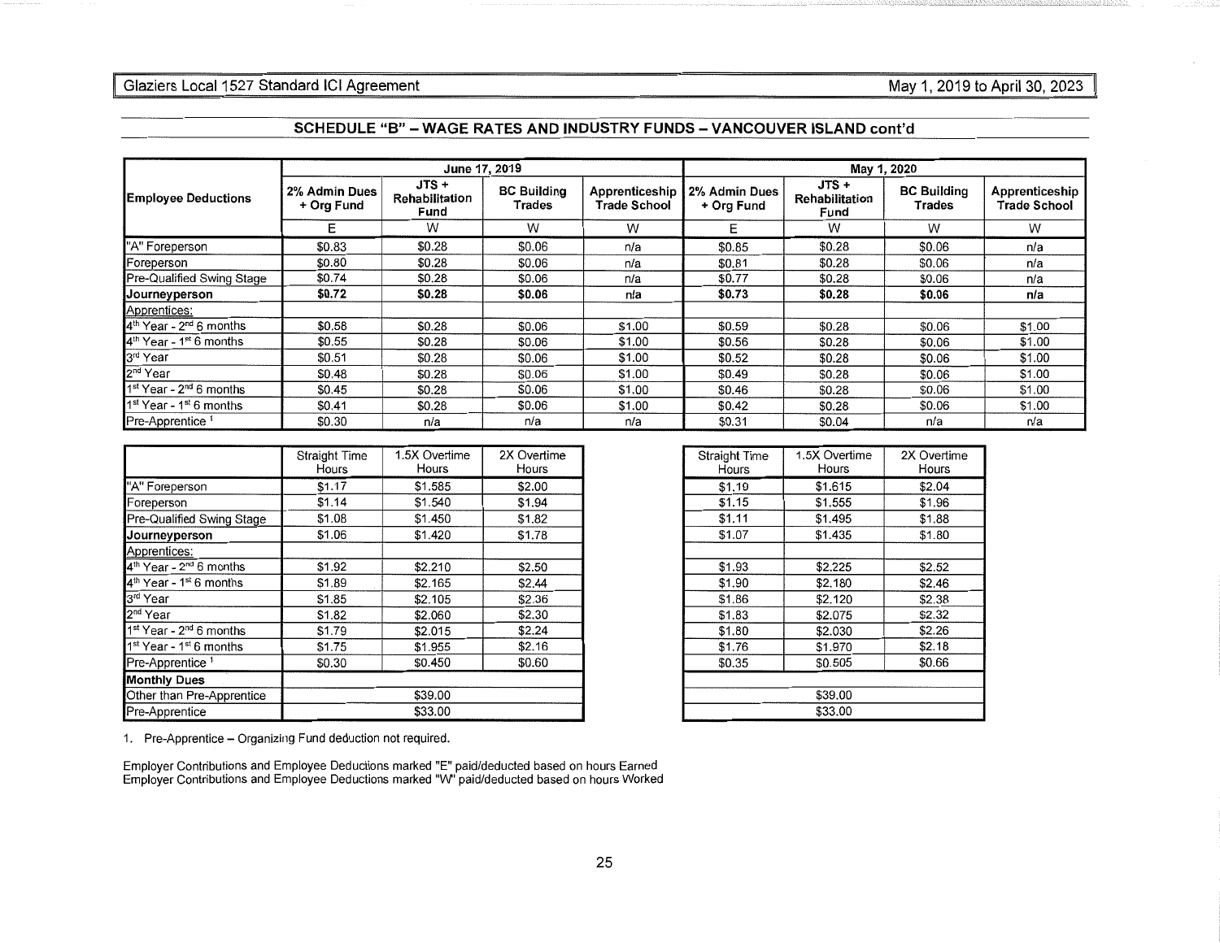## SCHEDULE "B" – WAGE RATES AND INDUSTRY FUNDS – VANCOUVER ISLAND cont'd

| Employee Deductions | June 17, 2019 | | | | May 1, 2020 | | | |
|---|---|---|---|---|---|---|---|---|
| | 2% Admin Dues + Org Fund | JTS + Rehabilitation Fund | BC Building Trades | Apprenticeship Trade School | 2% Admin Dues + Org Fund | JTS + Rehabilitation Fund | BC Building Trades | Apprenticeship Trade School |
| | E | W | W | W | E | W | W | W |
| "A" Foreperson | $0.83 | $0.28 | $0.06 | n/a | $0.85 | $0.28 | $0.06 | n/a |
| Foreperson | $0.80 | $0.28 | $0.06 | n/a | $0.81 | $0.28 | $0.06 | n/a |
| Pre-Qualified Swing Stage | $0.74 | $0.28 | $0.06 | n/a | $0.77 | $0.28 | $0.06 | n/a |
| **Journeyperson** | **$0.72** | **$0.28** | **$0.06** | **n/a** | **$0.73** | **$0.28** | **$0.06** | **n/a** |
| Apprentices: | | | | | | | | |
| 4th Year - 2nd 6 months | $0.58 | $0.28 | $0.06 | $1.00 | $0.59 | $0.28 | $0.06 | $1.00 |
| 4th Year - 1st 6 months | $0.55 | $0.28 | $0.06 | $1.00 | $0.56 | $0.28 | $0.06 | $1.00 |
| 3rd Year | $0.51 | $0.28 | $0.06 | $1.00 | $0.52 | $0.28 | $0.06 | $1.00 |
| 2nd Year | $0.48 | $0.28 | $0.06 | $1.00 | $0.49 | $0.28 | $0.06 | $1.00 |
| 1st Year - 2nd 6 months | $0.45 | $0.28 | $0.06 | $1.00 | $0.46 | $0.28 | $0.06 | $1.00 |
| 1st Year - 1st 6 months | $0.41 | $0.28 | $0.06 | $1.00 | $0.42 | $0.28 | $0.06 | $1.00 |
| Pre-Apprentice [1] | $0.30 | n/a | n/a | n/a | $0.31 | $0.04 | n/a | n/a |

| | June 17, 2019 | | | May 1, 2020 | | |
|---|---|---|---|---|---|---|
| | Straight Time Hours | 1.5X Overtime Hours | 2X Overtime Hours | Straight Time Hours | 1.5X Overtime Hours | 2X Overtime Hours |
| "A" Foreperson | $1.17 | $1.585 | $2.00 | $1.19 | $1.615 | $2.04 |
| Foreperson | $1.14 | $1.540 | $1.94 | $1.15 | $1.555 | $1.96 |
| Pre-Qualified Swing Stage | $1.08 | $1.450 | $1.82 | $1.11 | $1.495 | $1.88 |
| **Journeyperson** | $1.06 | $1.420 | $1.78 | $1.07 | $1.435 | $1.80 |
| Apprentices: | | | | | | |
| 4th Year - 2nd 6 months | $1.92 | $2.210 | $2.50 | $1.93 | $2.225 | $2.52 |
| 4th Year - 1st 6 months | $1.89 | $2.165 | $2.44 | $1.90 | $2.180 | $2.46 |
| 3rd Year | $1.85 | $2.105 | $2.36 | $1.86 | $2.120 | $2.38 |
| 2nd Year | $1.82 | $2.060 | $2.30 | $1.83 | $2.075 | $2.32 |
| 1st Year - 2nd 6 months | $1.79 | $2.015 | $2.24 | $1.80 | $2.030 | $2.26 |
| 1st Year - 1st 6 months | $1.75 | $1.955 | $2.16 | $1.76 | $1.970 | $2.18 |
| Pre-Apprentice [1] | $0.30 | $0.450 | $0.60 | $0.35 | $0.505 | $0.66 |
| **Monthly Dues** | | | | | | |
| Other than Pre-Apprentice | $39.00 | | | $39.00 | | |
| Pre-Apprentice | $33.00 | | | $33.00 | | |

1. Pre-Apprentice – Organizing Fund deduction not required.

Employer Contributions and Employee Deductions marked "E" paid/deducted based on hours Earned
Employer Contributions and Employee Deductions marked "W" paid/deducted based on hours Worked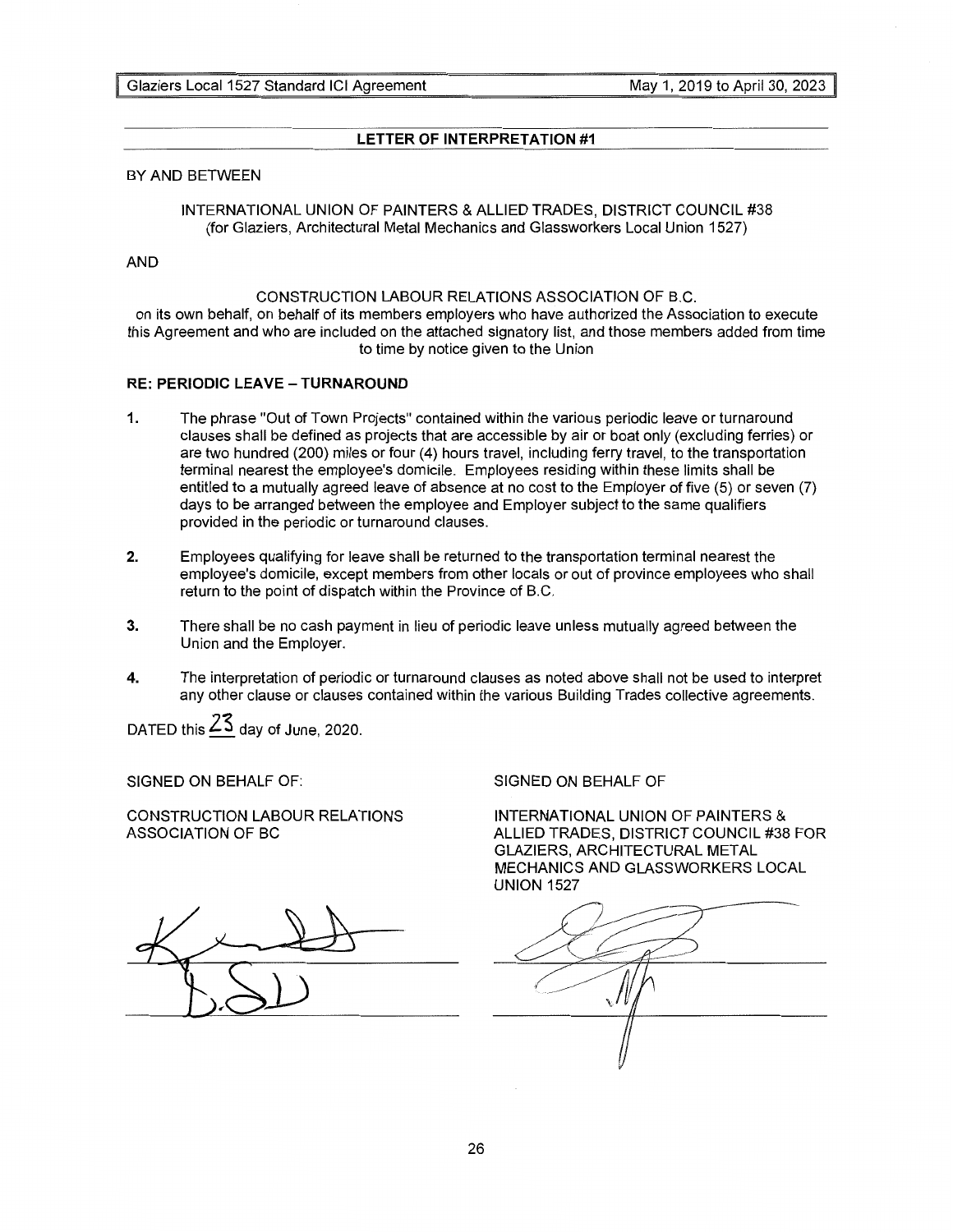## LETTER OF INTERPRETATION #1

BY AND BETWEEN

INTERNATIONAL UNION OF PAINTERS & ALLIED TRADES, DISTRICT COUNCIL #38 (for Glaziers, Architectural Metal Mechanics and Glassworkers Local Union 1527)

AND

CONSTRUCTION LABOUR RELATIONS ASSOCIATION OF B.C.
on its own behalf, on behalf of its members employers who have authorized the Association to execute this Agreement and who are included on the attached signatory list, and those members added from time to time by notice given to the Union

**RE: PERIODIC LEAVE – TURNAROUND**

**1.** The phrase "Out of Town Projects" contained within the various periodic leave or turnaround clauses shall be defined as projects that are accessible by air or boat only (excluding ferries) or are two hundred (200) miles or four (4) hours travel, including ferry travel, to the transportation terminal nearest the employee's domicile. Employees residing within these limits shall be entitled to a mutually agreed leave of absence at no cost to the Employer of five (5) or seven (7) days to be arranged between the employee and Employer subject to the same qualifiers provided in the periodic or turnaround clauses.

**2.** Employees qualifying for leave shall be returned to the transportation terminal nearest the employee's domicile, except members from other locals or out of province employees who shall return to the point of dispatch within the Province of B.C.

**3.** There shall be no cash payment in lieu of periodic leave unless mutually agreed between the Union and the Employer.

**4.** The interpretation of periodic or turnaround clauses as noted above shall not be used to interpret any other clause or clauses contained within the various Building Trades collective agreements.

DATED this 23 day of June, 2020.

SIGNED ON BEHALF OF:

CONSTRUCTION LABOUR RELATIONS ASSOCIATION OF BC

SIGNED ON BEHALF OF

INTERNATIONAL UNION OF PAINTERS & ALLIED TRADES, DISTRICT COUNCIL #38 FOR GLAZIERS, ARCHITECTURAL METAL MECHANICS AND GLASSWORKERS LOCAL UNION 1527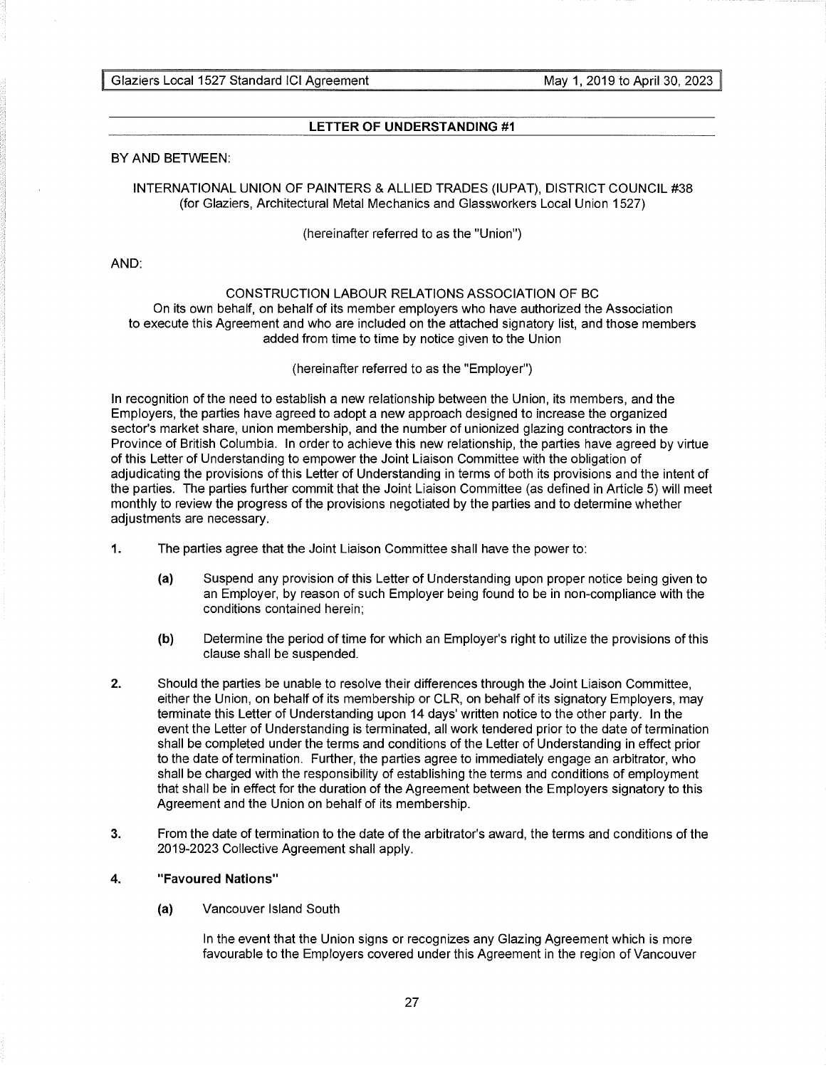## LETTER OF UNDERSTANDING #1

BY AND BETWEEN:

INTERNATIONAL UNION OF PAINTERS & ALLIED TRADES (IUPAT), DISTRICT COUNCIL #38 (for Glaziers, Architectural Metal Mechanics and Glassworkers Local Union 1527)

(hereinafter referred to as the "Union")

AND:

CONSTRUCTION LABOUR RELATIONS ASSOCIATION OF BC
On its own behalf, on behalf of its member employers who have authorized the Association to execute this Agreement and who are included on the attached signatory list, and those members added from time to time by notice given to the Union

(hereinafter referred to as the "Employer")

In recognition of the need to establish a new relationship between the Union, its members, and the Employers, the parties have agreed to adopt a new approach designed to increase the organized sector's market share, union membership, and the number of unionized glazing contractors in the Province of British Columbia. In order to achieve this new relationship, the parties have agreed by virtue of this Letter of Understanding to empower the Joint Liaison Committee with the obligation of adjudicating the provisions of this Letter of Understanding in terms of both its provisions and the intent of the parties. The parties further commit that the Joint Liaison Committee (as defined in Article 5) will meet monthly to review the progress of the provisions negotiated by the parties and to determine whether adjustments are necessary.

**1.** The parties agree that the Joint Liaison Committee shall have the power to:

  **(a)** Suspend any provision of this Letter of Understanding upon proper notice being given to an Employer, by reason of such Employer being found to be in non-compliance with the conditions contained herein;

  **(b)** Determine the period of time for which an Employer's right to utilize the provisions of this clause shall be suspended.

**2.** Should the parties be unable to resolve their differences through the Joint Liaison Committee, either the Union, on behalf of its membership or CLR, on behalf of its signatory Employers, may terminate this Letter of Understanding upon 14 days' written notice to the other party. In the event the Letter of Understanding is terminated, all work tendered prior to the date of termination shall be completed under the terms and conditions of the Letter of Understanding in effect prior to the date of termination. Further, the parties agree to immediately engage an arbitrator, who shall be charged with the responsibility of establishing the terms and conditions of employment that shall be in effect for the duration of the Agreement between the Employers signatory to this Agreement and the Union on behalf of its membership.

**3.** From the date of termination to the date of the arbitrator's award, the terms and conditions of the 2019-2023 Collective Agreement shall apply.

**4. "Favoured Nations"**

  **(a)** Vancouver Island South

  In the event that the Union signs or recognizes any Glazing Agreement which is more favourable to the Employers covered under this Agreement in the region of Vancouver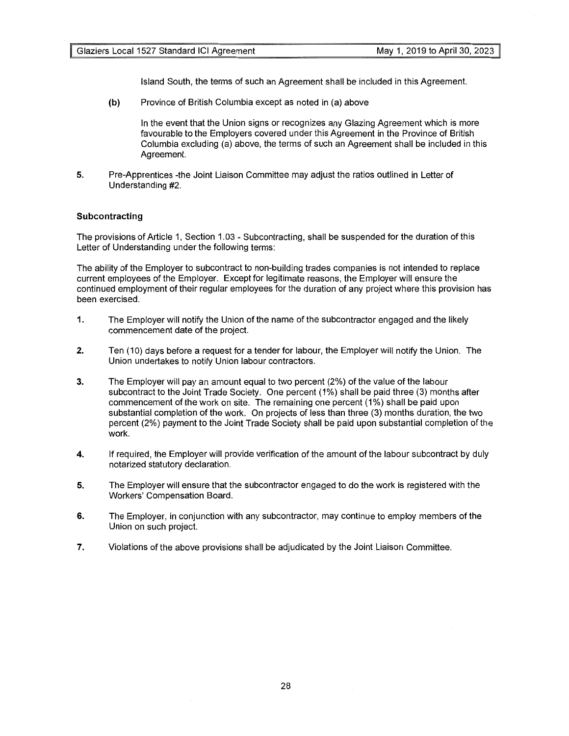Island South, the terms of such an Agreement shall be included in this Agreement.

**(b)** Province of British Columbia except as noted in (a) above

In the event that the Union signs or recognizes any Glazing Agreement which is more favourable to the Employers covered under this Agreement in the Province of British Columbia excluding (a) above, the terms of such an Agreement shall be included in this Agreement.

5. Pre-Apprentices -the Joint Liaison Committee may adjust the ratios outlined in Letter of Understanding #2.

**Subcontracting**

The provisions of Article 1, Section 1.03 - Subcontracting, shall be suspended for the duration of this Letter of Understanding under the following terms:

The ability of the Employer to subcontract to non-building trades companies is not intended to replace current employees of the Employer. Except for legitimate reasons, the Employer will ensure the continued employment of their regular employees for the duration of any project where this provision has been exercised.

1. The Employer will notify the Union of the name of the subcontractor engaged and the likely commencement date of the project.

2. Ten (10) days before a request for a tender for labour, the Employer will notify the Union. The Union undertakes to notify Union labour contractors.

3. The Employer will pay an amount equal to two percent (2%) of the value of the labour subcontract to the Joint Trade Society. One percent (1%) shall be paid three (3) months after commencement of the work on site. The remaining one percent (1%) shall be paid upon substantial completion of the work. On projects of less than three (3) months duration, the two percent (2%) payment to the Joint Trade Society shall be paid upon substantial completion of the work.

4. If required, the Employer will provide verification of the amount of the labour subcontract by duly notarized statutory declaration.

5. The Employer will ensure that the subcontractor engaged to do the work is registered with the Workers' Compensation Board.

6. The Employer, in conjunction with any subcontractor, may continue to employ members of the Union on such project.

7. Violations of the above provisions shall be adjudicated by the Joint Liaison Committee.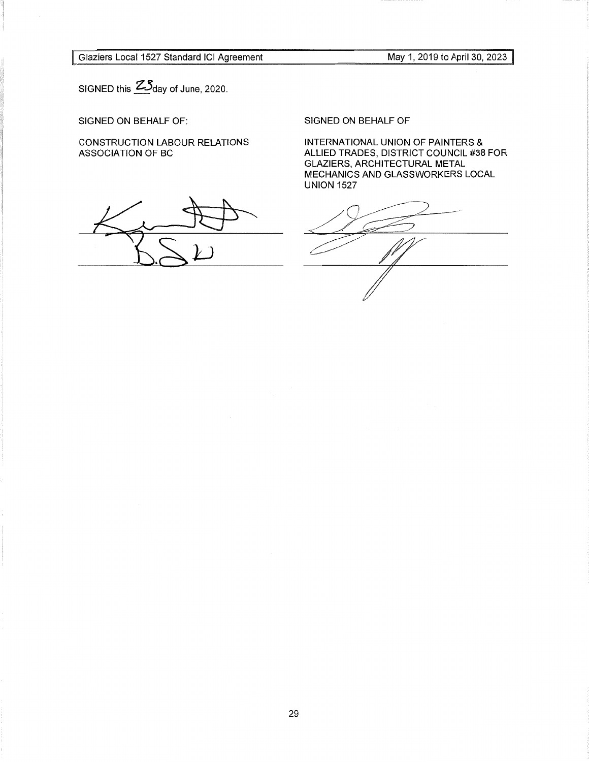SIGNED this 23 day of June, 2020.

SIGNED ON BEHALF OF:

CONSTRUCTION LABOUR RELATIONS ASSOCIATION OF BC

\_\_\_\_\_\_\_\_\_\_\_\_\_\_\_\_\_\_\_\_\_\_\_\_\_\_\_\_\_\_

\_\_\_\_\_\_\_\_\_\_\_\_\_\_\_\_\_\_\_\_\_\_\_\_\_\_\_\_\_\_

SIGNED ON BEHALF OF

INTERNATIONAL UNION OF PAINTERS & ALLIED TRADES, DISTRICT COUNCIL #38 FOR GLAZIERS, ARCHITECTURAL METAL MECHANICS AND GLASSWORKERS LOCAL UNION 1527

\_\_\_\_\_\_\_\_\_\_\_\_\_\_\_\_\_\_\_\_\_\_\_\_\_\_\_\_\_\_

\_\_\_\_\_\_\_\_\_\_\_\_\_\_\_\_\_\_\_\_\_\_\_\_\_\_\_\_\_\_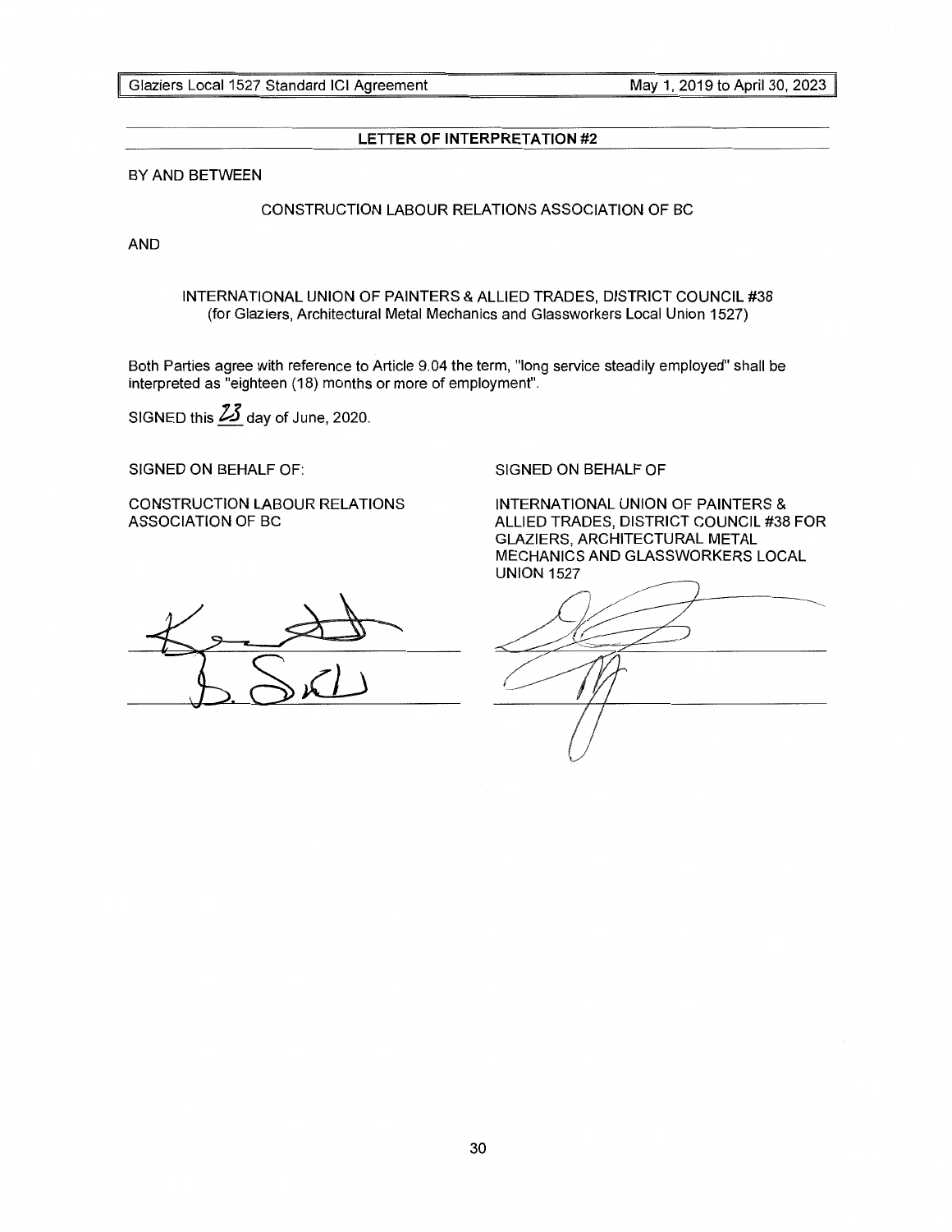## LETTER OF INTERPRETATION #2

BY AND BETWEEN

CONSTRUCTION LABOUR RELATIONS ASSOCIATION OF BC

AND

INTERNATIONAL UNION OF PAINTERS & ALLIED TRADES, DISTRICT COUNCIL #38 (for Glaziers, Architectural Metal Mechanics and Glassworkers Local Union 1527)

Both Parties agree with reference to Article 9.04 the term, "long service steadily employed" shall be interpreted as "eighteen (18) months or more of employment".

SIGNED this 23 day of June, 2020.

SIGNED ON BEHALF OF:

CONSTRUCTION LABOUR RELATIONS ASSOCIATION OF BC

SIGNED ON BEHALF OF

INTERNATIONAL UNION OF PAINTERS & ALLIED TRADES, DISTRICT COUNCIL #38 FOR GLAZIERS, ARCHITECTURAL METAL MECHANICS AND GLASSWORKERS LOCAL UNION 1527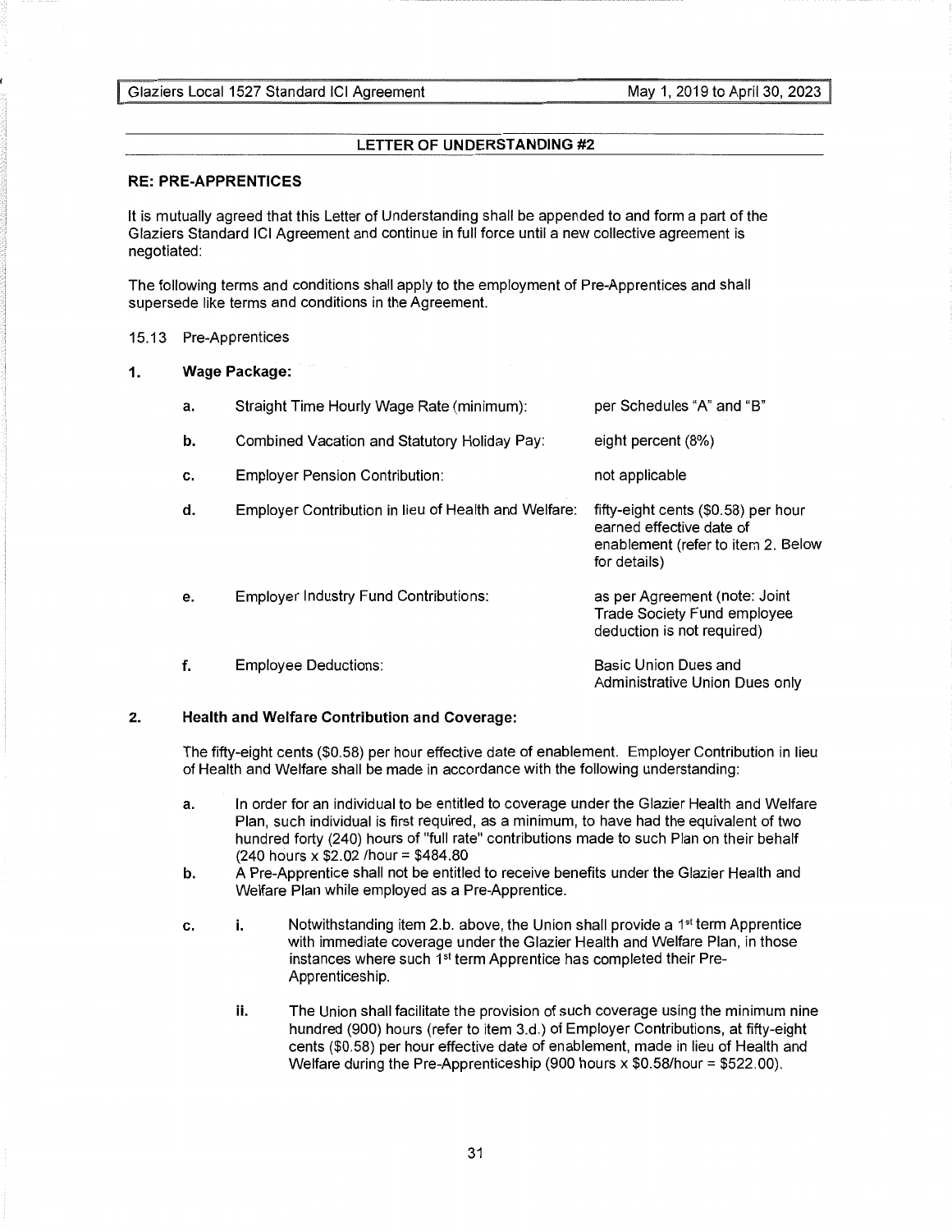## LETTER OF UNDERSTANDING #2

**RE: PRE-APPRENTICES**

It is mutually agreed that this Letter of Understanding shall be appended to and form a part of the Glaziers Standard ICI Agreement and continue in full force until a new collective agreement is negotiated:

The following terms and conditions shall apply to the employment of Pre-Apprentices and shall supersede like terms and conditions in the Agreement.

15.13 Pre-Apprentices

**1. Wage Package:**

| | | |
|---|---|---|
| **a.** | Straight Time Hourly Wage Rate (minimum): | per Schedules "A" and "B" |
| **b.** | Combined Vacation and Statutory Holiday Pay: | eight percent (8%) |
| **c.** | Employer Pension Contribution: | not applicable |
| **d.** | Employer Contribution in lieu of Health and Welfare: | fifty-eight cents ($0.58) per hour earned effective date of enablement (refer to item 2. Below for details) |
| **e.** | Employer Industry Fund Contributions: | as per Agreement (note: Joint Trade Society Fund employee deduction is not required) |
| **f.** | Employee Deductions: | Basic Union Dues and Administrative Union Dues only |

**2. Health and Welfare Contribution and Coverage:**

The fifty-eight cents ($0.58) per hour effective date of enablement. Employer Contribution in lieu of Health and Welfare shall be made in accordance with the following understanding:

a. In order for an individual to be entitled to coverage under the Glazier Health and Welfare Plan, such individual is first required, as a minimum, to have had the equivalent of two hundred forty (240) hours of "full rate" contributions made to such Plan on their behalf (240 hours x $2.02 /hour = $484.80

b. A Pre-Apprentice shall not be entitled to receive benefits under the Glazier Health and Welfare Plan while employed as a Pre-Apprentice.

c. i. Notwithstanding item 2.b. above, the Union shall provide a 1st term Apprentice with immediate coverage under the Glazier Health and Welfare Plan, in those instances where such 1st term Apprentice has completed their Pre-Apprenticeship.

   ii. The Union shall facilitate the provision of such coverage using the minimum nine hundred (900) hours (refer to item 3.d.) of Employer Contributions, at fifty-eight cents ($0.58) per hour effective date of enablement, made in lieu of Health and Welfare during the Pre-Apprenticeship (900 hours x $0.58/hour = $522.00).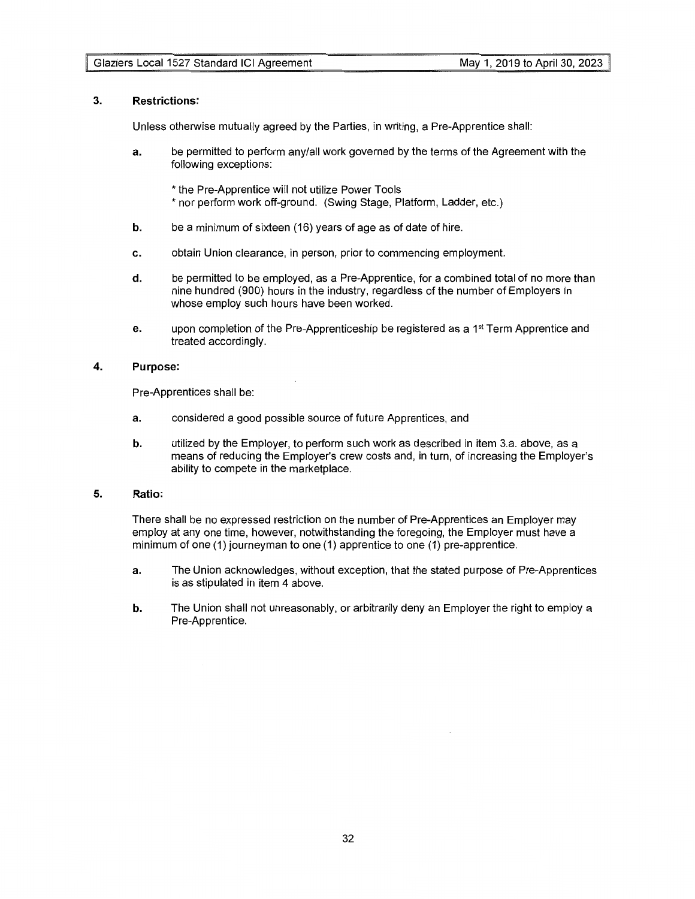### 3. Restrictions:

Unless otherwise mutually agreed by the Parties, in writing, a Pre-Apprentice shall:

**a.** be permitted to perform any/all work governed by the terms of the Agreement with the following exceptions:

* the Pre-Apprentice will not utilize Power Tools
* nor perform work off-ground. (Swing Stage, Platform, Ladder, etc.)

**b.** be a minimum of sixteen (16) years of age as of date of hire.

**c.** obtain Union clearance, in person, prior to commencing employment.

**d.** be permitted to be employed, as a Pre-Apprentice, for a combined total of no more than nine hundred (900) hours in the industry, regardless of the number of Employers in whose employ such hours have been worked.

**e.** upon completion of the Pre-Apprenticeship be registered as a 1st Term Apprentice and treated accordingly.

### 4. Purpose:

Pre-Apprentices shall be:

**a.** considered a good possible source of future Apprentices, and

**b.** utilized by the Employer, to perform such work as described in item 3.a. above, as a means of reducing the Employer's crew costs and, in turn, of increasing the Employer's ability to compete in the marketplace.

### 5. Ratio:

There shall be no expressed restriction on the number of Pre-Apprentices an Employer may employ at any one time, however, notwithstanding the foregoing, the Employer must have a minimum of one (1) journeyman to one (1) apprentice to one (1) pre-apprentice.

**a.** The Union acknowledges, without exception, that the stated purpose of Pre-Apprentices is as stipulated in item 4 above.

**b.** The Union shall not unreasonably, or arbitrarily deny an Employer the right to employ a Pre-Apprentice.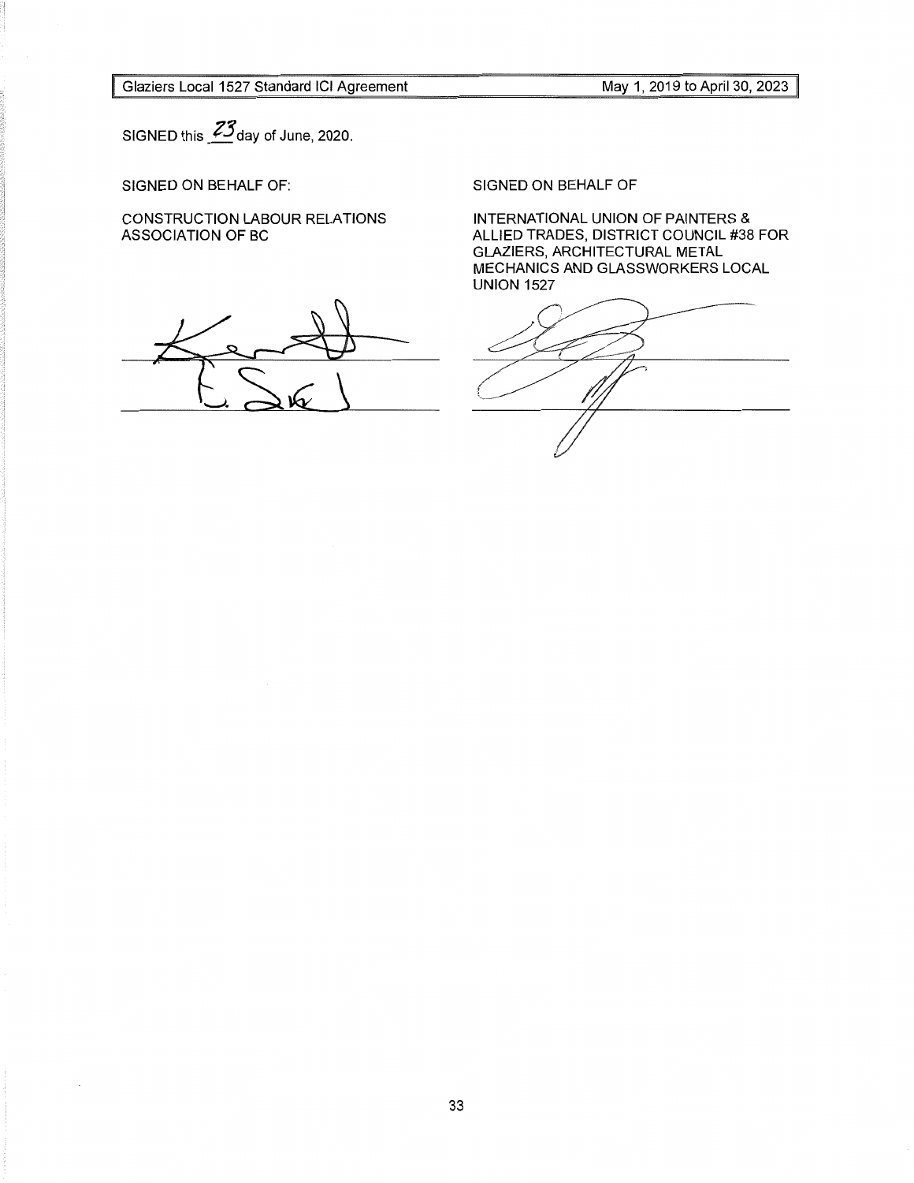SIGNED this 23 day of June, 2020.

SIGNED ON BEHALF OF:

CONSTRUCTION LABOUR RELATIONS ASSOCIATION OF BC

SIGNED ON BEHALF OF

INTERNATIONAL UNION OF PAINTERS & ALLIED TRADES, DISTRICT COUNCIL #38 FOR GLAZIERS, ARCHITECTURAL METAL MECHANICS AND GLASSWORKERS LOCAL UNION 1527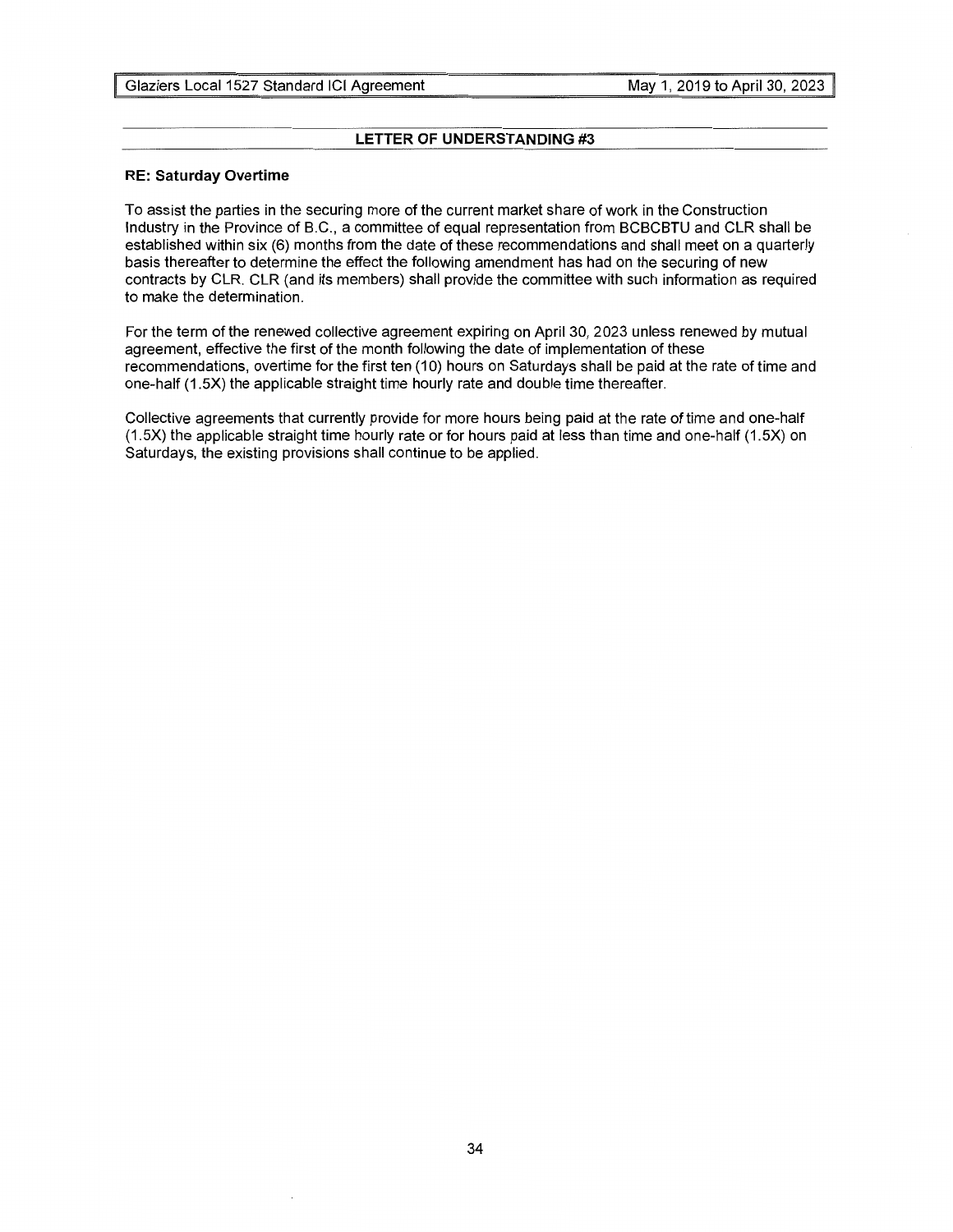## LETTER OF UNDERSTANDING #3

**RE: Saturday Overtime**

To assist the parties in the securing more of the current market share of work in the Construction Industry in the Province of B.C., a committee of equal representation from BCBCBTU and CLR shall be established within six (6) months from the date of these recommendations and shall meet on a quarterly basis thereafter to determine the effect the following amendment has had on the securing of new contracts by CLR. CLR (and its members) shall provide the committee with such information as required to make the determination.

For the term of the renewed collective agreement expiring on April 30, 2023 unless renewed by mutual agreement, effective the first of the month following the date of implementation of these recommendations, overtime for the first ten (10) hours on Saturdays shall be paid at the rate of time and one-half (1.5X) the applicable straight time hourly rate and double time thereafter.

Collective agreements that currently provide for more hours being paid at the rate of time and one-half (1.5X) the applicable straight time hourly rate or for hours paid at less than time and one-half (1.5X) on Saturdays, the existing provisions shall continue to be applied.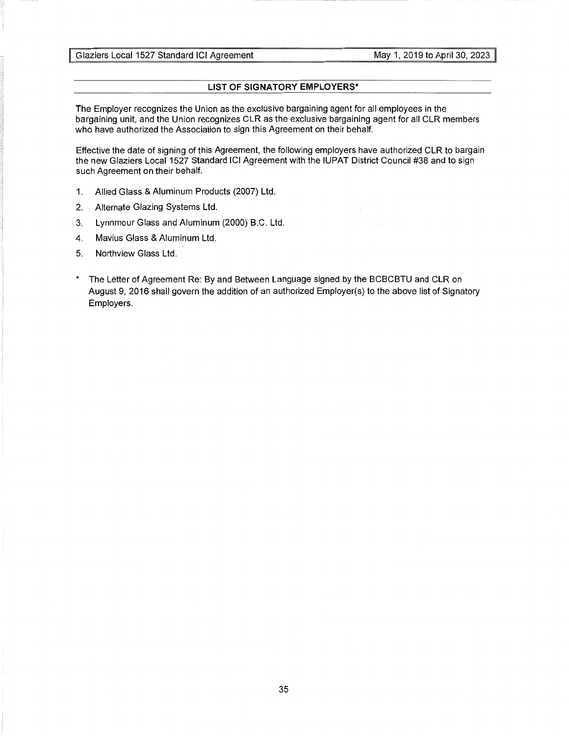## LIST OF SIGNATORY EMPLOYERS*

The Employer recognizes the Union as the exclusive bargaining agent for all employees in the bargaining unit, and the Union recognizes CLR as the exclusive bargaining agent for all CLR members who have authorized the Association to sign this Agreement on their behalf.

Effective the date of signing of this Agreement, the following employers have authorized CLR to bargain the new Glaziers Local 1527 Standard ICI Agreement with the IUPAT District Council #38 and to sign such Agreement on their behalf.

1. Allied Glass & Aluminum Products (2007) Ltd.
2. Alternate Glazing Systems Ltd.
3. Lynnmour Glass and Aluminum (2000) B.C. Ltd.
4. Mavius Glass & Aluminum Ltd.
5. Northview Glass Ltd.

\* The Letter of Agreement Re: By and Between Language signed by the BCBCBTU and CLR on August 9, 2016 shall govern the addition of an authorized Employer(s) to the above list of Signatory Employers.